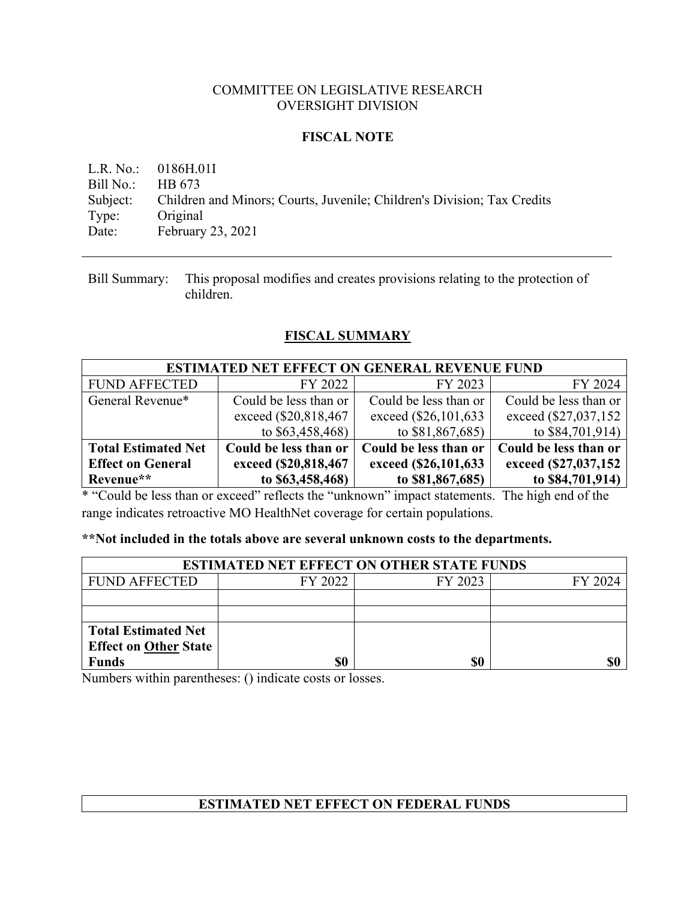COMMITTEE ON LEGISLATIVE RESEARCH
OVERSIGHT DIVISION

# FISCAL NOTE

L.R. No.: 0186H.01I
Bill No.: HB 673
Subject: Children and Minors; Courts, Juvenile; Children's Division; Tax Credits
Type: Original
Date: February 23, 2021

---

Bill Summary: This proposal modifies and creates provisions relating to the protection of children.

## FISCAL SUMMARY

| ESTIMATED NET EFFECT ON GENERAL REVENUE FUND | | | |
|---|---|---|---|
| FUND AFFECTED | FY 2022 | FY 2023 | FY 2024 |
| General Revenue* | Could be less than or exceed ($20,818,467 to $63,458,468) | Could be less than or exceed ($26,101,633 to $81,867,685) | Could be less than or exceed ($27,037,152 to $84,701,914) |
| **Total Estimated Net Effect on General Revenue**** | **Could be less than or exceed ($20,818,467 to $63,458,468)** | **Could be less than or exceed ($26,101,633 to $81,867,685)** | **Could be less than or exceed ($27,037,152 to $84,701,914)** |

* "Could be less than or exceed" reflects the "unknown" impact statements. The high end of the range indicates retroactive MO HealthNet coverage for certain populations.

**Not included in the totals above are several unknown costs to the departments.**

| ESTIMATED NET EFFECT ON OTHER STATE FUNDS | | | |
|---|---|---|---|
| FUND AFFECTED | FY 2022 | FY 2023 | FY 2024 |
| | | | |
| | | | |
| **Total Estimated Net Effect on Other State Funds** | **$0** | **$0** | **$0** |

Numbers within parentheses: () indicate costs or losses.

| ESTIMATED NET EFFECT ON FEDERAL FUNDS |
|---|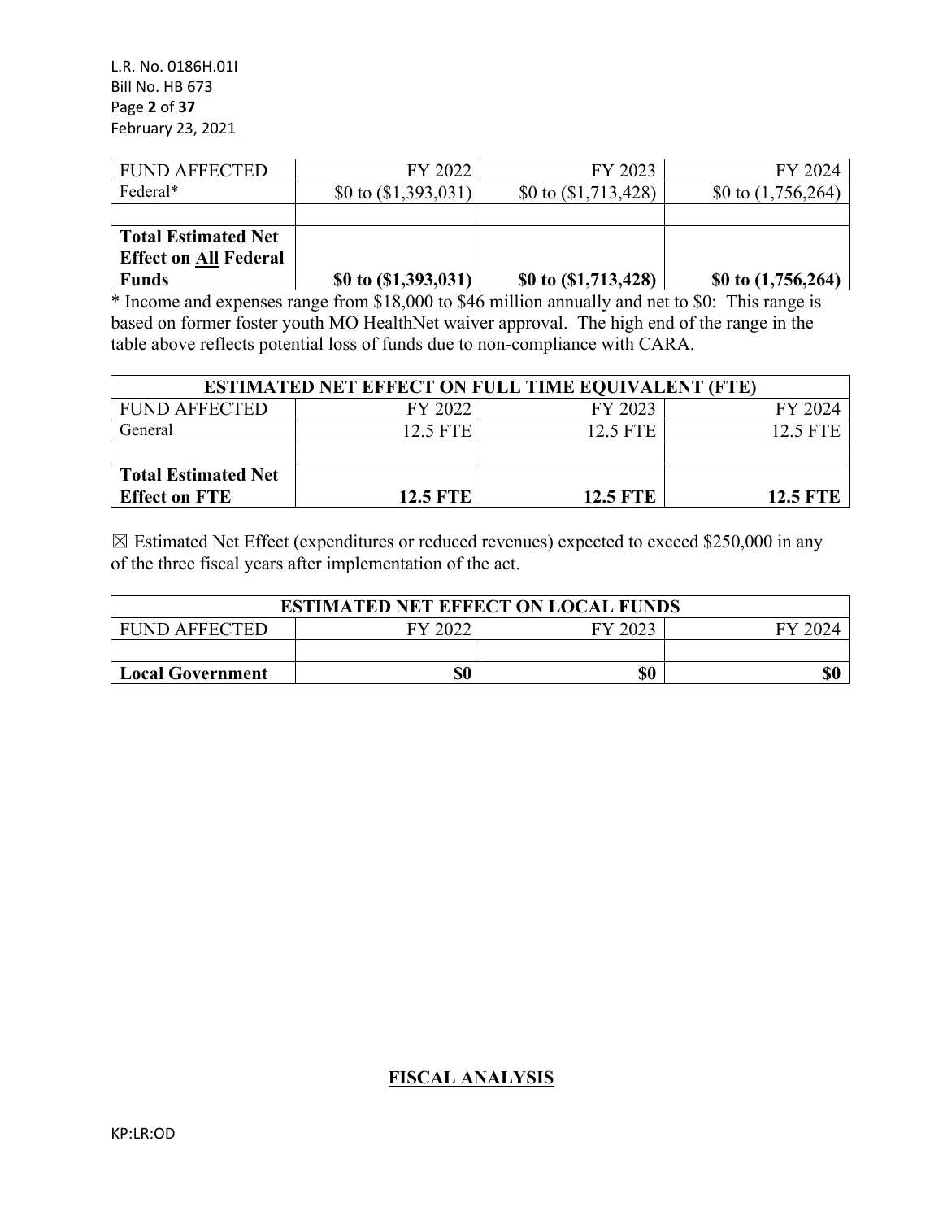| FUND AFFECTED | FY 2022 | FY 2023 | FY 2024 |
|---|---|---|---|
| Federal* | $0 to ($1,393,031) | $0 to ($1,713,428) | $0 to (1,756,264) |
| | | | |
| **Total Estimated Net Effect on All Federal Funds** | **$0 to ($1,393,031)** | **$0 to ($1,713,428)** | **$0 to (1,756,264)** |

* Income and expenses range from $18,000 to $46 million annually and net to $0: This range is based on former foster youth MO HealthNet waiver approval. The high end of the range in the table above reflects potential loss of funds due to non-compliance with CARA.

| ESTIMATED NET EFFECT ON FULL TIME EQUIVALENT (FTE) | | | |
|---|---|---|---|
| FUND AFFECTED | FY 2022 | FY 2023 | FY 2024 |
| General | 12.5 FTE | 12.5 FTE | 12.5 FTE |
| | | | |
| **Total Estimated Net Effect on FTE** | **12.5 FTE** | **12.5 FTE** | **12.5 FTE** |

☒ Estimated Net Effect (expenditures or reduced revenues) expected to exceed $250,000 in any of the three fiscal years after implementation of the act.

| ESTIMATED NET EFFECT ON LOCAL FUNDS | | | |
|---|---|---|---|
| FUND AFFECTED | FY 2022 | FY 2023 | FY 2024 |
| | | | |
| **Local Government** | **$0** | **$0** | **$0** |

## FISCAL ANALYSIS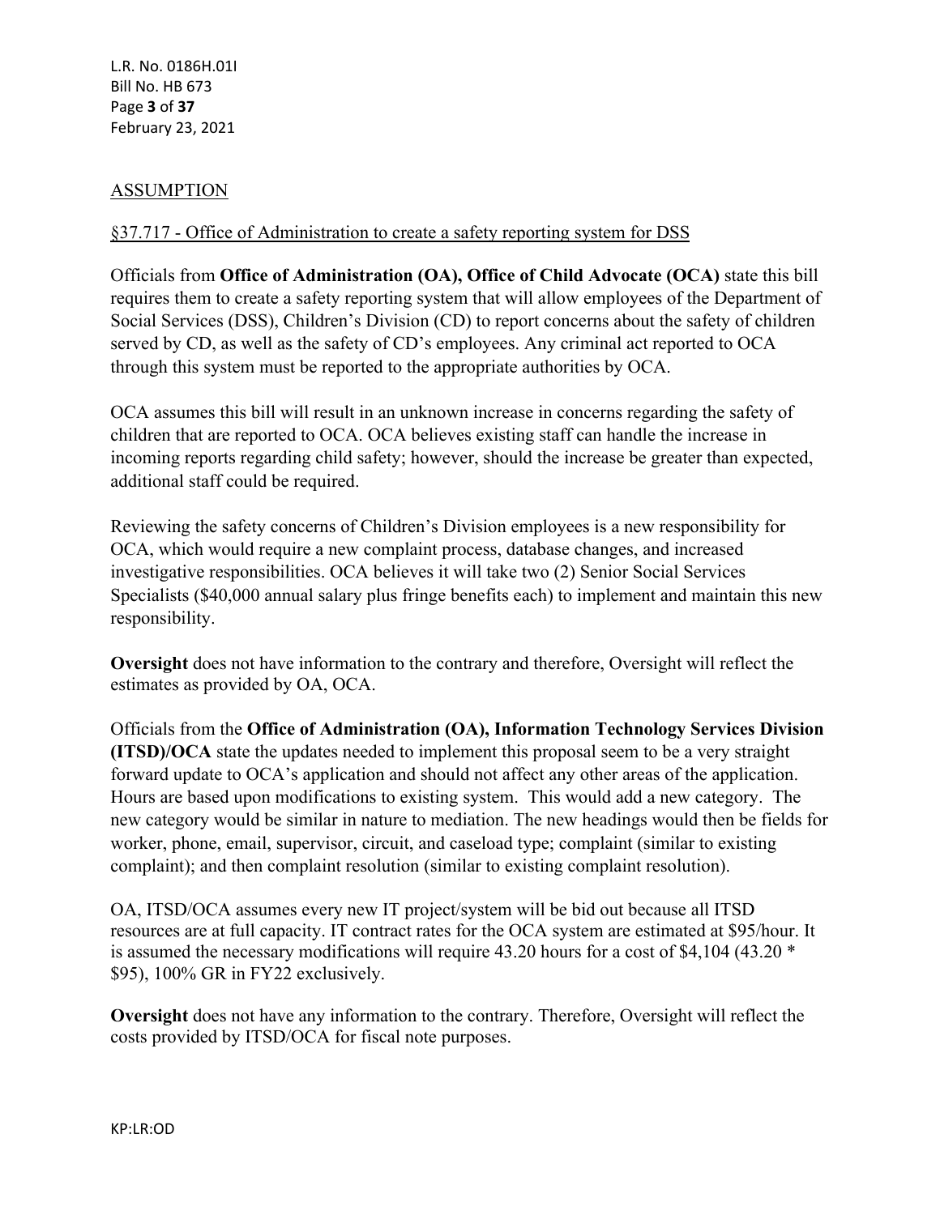## ASSUMPTION

§37.717 - Office of Administration to create a safety reporting system for DSS

Officials from **Office of Administration (OA), Office of Child Advocate (OCA)** state this bill requires them to create a safety reporting system that will allow employees of the Department of Social Services (DSS), Children's Division (CD) to report concerns about the safety of children served by CD, as well as the safety of CD's employees. Any criminal act reported to OCA through this system must be reported to the appropriate authorities by OCA.

OCA assumes this bill will result in an unknown increase in concerns regarding the safety of children that are reported to OCA. OCA believes existing staff can handle the increase in incoming reports regarding child safety; however, should the increase be greater than expected, additional staff could be required.

Reviewing the safety concerns of Children's Division employees is a new responsibility for OCA, which would require a new complaint process, database changes, and increased investigative responsibilities. OCA believes it will take two (2) Senior Social Services Specialists ($40,000 annual salary plus fringe benefits each) to implement and maintain this new responsibility.

**Oversight** does not have information to the contrary and therefore, Oversight will reflect the estimates as provided by OA, OCA.

Officials from the **Office of Administration (OA), Information Technology Services Division (ITSD)/OCA** state the updates needed to implement this proposal seem to be a very straight forward update to OCA's application and should not affect any other areas of the application. Hours are based upon modifications to existing system. This would add a new category. The new category would be similar in nature to mediation. The new headings would then be fields for worker, phone, email, supervisor, circuit, and caseload type; complaint (similar to existing complaint); and then complaint resolution (similar to existing complaint resolution).

OA, ITSD/OCA assumes every new IT project/system will be bid out because all ITSD resources are at full capacity. IT contract rates for the OCA system are estimated at $95/hour. It is assumed the necessary modifications will require 43.20 hours for a cost of $4,104 (43.20 * $95), 100% GR in FY22 exclusively.

**Oversight** does not have any information to the contrary. Therefore, Oversight will reflect the costs provided by ITSD/OCA for fiscal note purposes.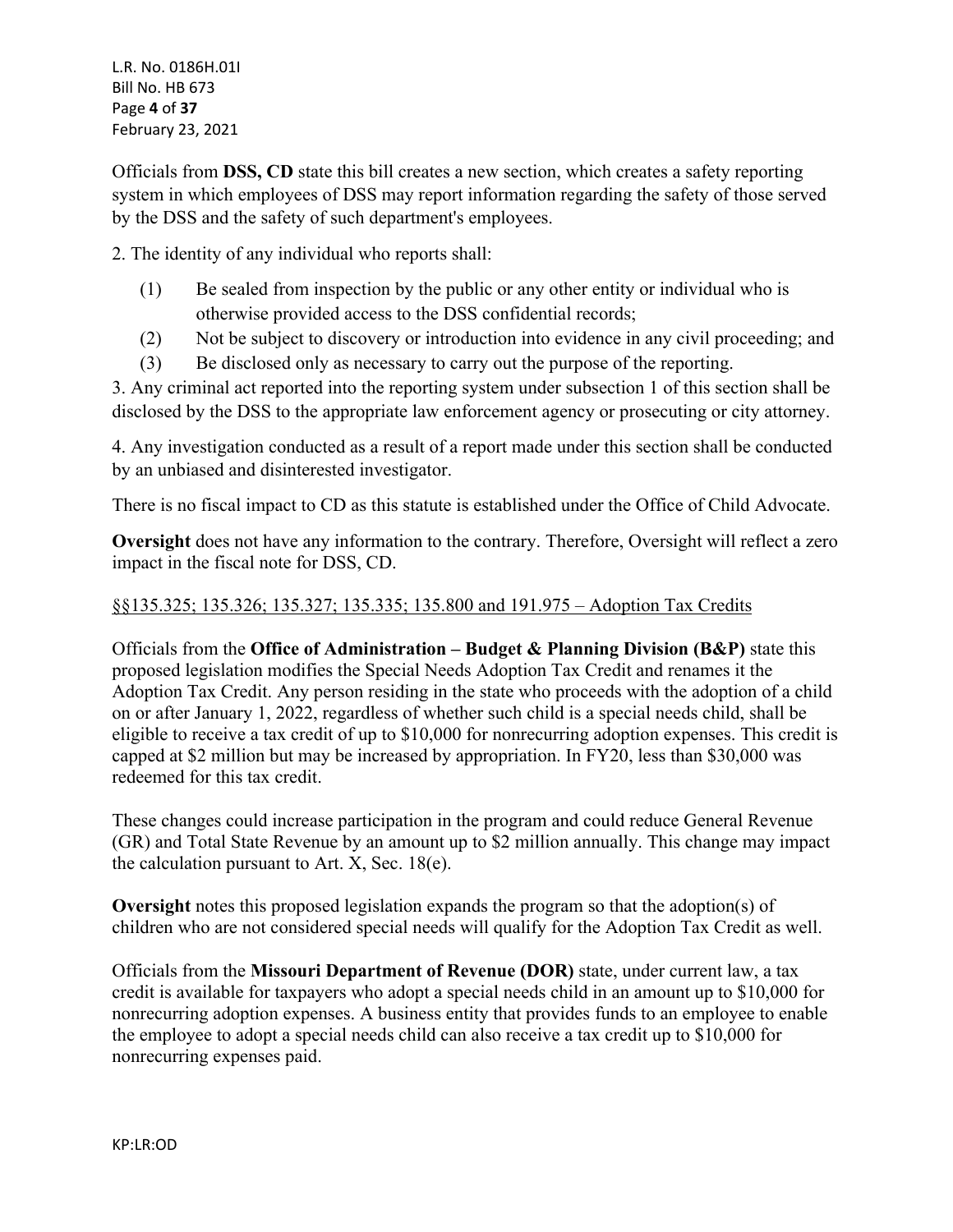Officials from **DSS, CD** state this bill creates a new section, which creates a safety reporting system in which employees of DSS may report information regarding the safety of those served by the DSS and the safety of such department's employees.

2. The identity of any individual who reports shall:

(1) Be sealed from inspection by the public or any other entity or individual who is otherwise provided access to the DSS confidential records;
(2) Not be subject to discovery or introduction into evidence in any civil proceeding; and
(3) Be disclosed only as necessary to carry out the purpose of the reporting.

3. Any criminal act reported into the reporting system under subsection 1 of this section shall be disclosed by the DSS to the appropriate law enforcement agency or prosecuting or city attorney.

4. Any investigation conducted as a result of a report made under this section shall be conducted by an unbiased and disinterested investigator.

There is no fiscal impact to CD as this statute is established under the Office of Child Advocate.

**Oversight** does not have any information to the contrary. Therefore, Oversight will reflect a zero impact in the fiscal note for DSS, CD.

<u>§§135.325; 135.326; 135.327; 135.335; 135.800 and 191.975 – Adoption Tax Credits</u>

Officials from the **Office of Administration – Budget & Planning Division (B&P)** state this proposed legislation modifies the Special Needs Adoption Tax Credit and renames it the Adoption Tax Credit. Any person residing in the state who proceeds with the adoption of a child on or after January 1, 2022, regardless of whether such child is a special needs child, shall be eligible to receive a tax credit of up to $10,000 for nonrecurring adoption expenses. This credit is capped at $2 million but may be increased by appropriation. In FY20, less than $30,000 was redeemed for this tax credit.

These changes could increase participation in the program and could reduce General Revenue (GR) and Total State Revenue by an amount up to $2 million annually. This change may impact the calculation pursuant to Art. X, Sec. 18(e).

**Oversight** notes this proposed legislation expands the program so that the adoption(s) of children who are not considered special needs will qualify for the Adoption Tax Credit as well.

Officials from the **Missouri Department of Revenue (DOR)** state, under current law, a tax credit is available for taxpayers who adopt a special needs child in an amount up to $10,000 for nonrecurring adoption expenses. A business entity that provides funds to an employee to enable the employee to adopt a special needs child can also receive a tax credit up to $10,000 for nonrecurring expenses paid.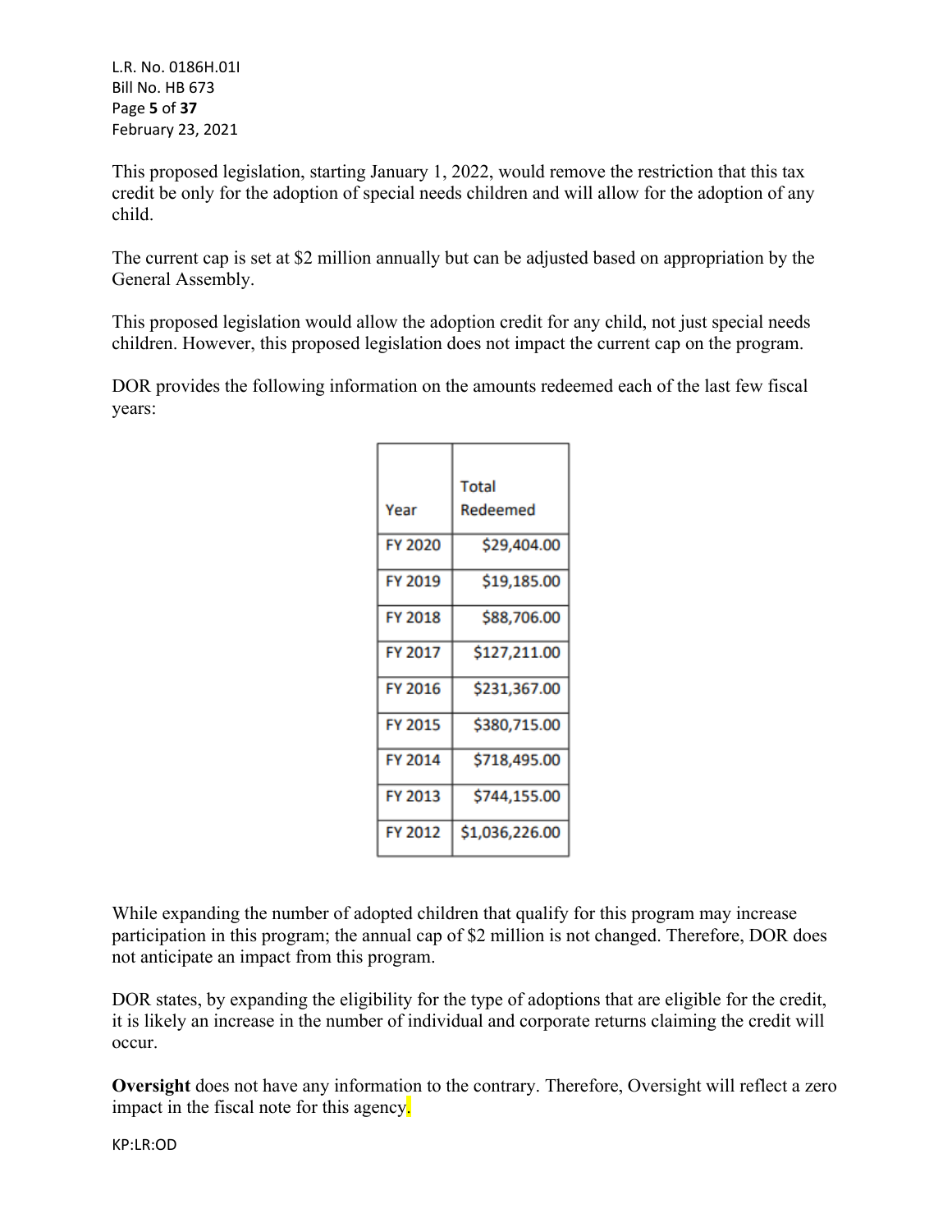This proposed legislation, starting January 1, 2022, would remove the restriction that this tax credit be only for the adoption of special needs children and will allow for the adoption of any child.

The current cap is set at $2 million annually but can be adjusted based on appropriation by the General Assembly.

This proposed legislation would allow the adoption credit for any child, not just special needs children. However, this proposed legislation does not impact the current cap on the program.

DOR provides the following information on the amounts redeemed each of the last few fiscal years:

| Year | Total Redeemed |
|---|---|
| FY 2020 | $29,404.00 |
| FY 2019 | $19,185.00 |
| FY 2018 | $88,706.00 |
| FY 2017 | $127,211.00 |
| FY 2016 | $231,367.00 |
| FY 2015 | $380,715.00 |
| FY 2014 | $718,495.00 |
| FY 2013 | $744,155.00 |
| FY 2012 | $1,036,226.00 |

While expanding the number of adopted children that qualify for this program may increase participation in this program; the annual cap of $2 million is not changed. Therefore, DOR does not anticipate an impact from this program.

DOR states, by expanding the eligibility for the type of adoptions that are eligible for the credit, it is likely an increase in the number of individual and corporate returns claiming the credit will occur.

**Oversight** does not have any information to the contrary. Therefore, Oversight will reflect a zero impact in the fiscal note for this agency.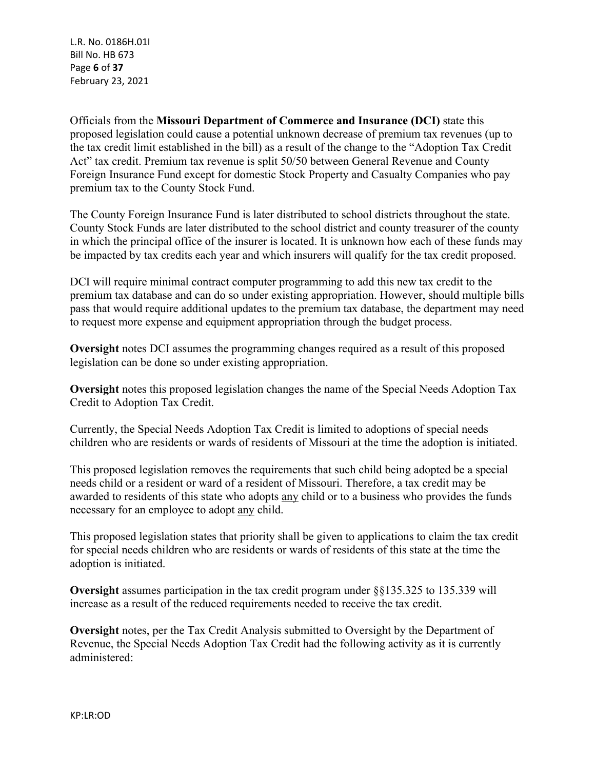Officials from the **Missouri Department of Commerce and Insurance (DCI)** state this proposed legislation could cause a potential unknown decrease of premium tax revenues (up to the tax credit limit established in the bill) as a result of the change to the "Adoption Tax Credit Act" tax credit. Premium tax revenue is split 50/50 between General Revenue and County Foreign Insurance Fund except for domestic Stock Property and Casualty Companies who pay premium tax to the County Stock Fund.

The County Foreign Insurance Fund is later distributed to school districts throughout the state. County Stock Funds are later distributed to the school district and county treasurer of the county in which the principal office of the insurer is located. It is unknown how each of these funds may be impacted by tax credits each year and which insurers will qualify for the tax credit proposed.

DCI will require minimal contract computer programming to add this new tax credit to the premium tax database and can do so under existing appropriation. However, should multiple bills pass that would require additional updates to the premium tax database, the department may need to request more expense and equipment appropriation through the budget process.

**Oversight** notes DCI assumes the programming changes required as a result of this proposed legislation can be done so under existing appropriation.

**Oversight** notes this proposed legislation changes the name of the Special Needs Adoption Tax Credit to Adoption Tax Credit.

Currently, the Special Needs Adoption Tax Credit is limited to adoptions of special needs children who are residents or wards of residents of Missouri at the time the adoption is initiated.

This proposed legislation removes the requirements that such child being adopted be a special needs child or a resident or ward of a resident of Missouri. Therefore, a tax credit may be awarded to residents of this state who adopts <u>any</u> child or to a business who provides the funds necessary for an employee to adopt <u>any</u> child.

This proposed legislation states that priority shall be given to applications to claim the tax credit for special needs children who are residents or wards of residents of this state at the time the adoption is initiated.

**Oversight** assumes participation in the tax credit program under §§135.325 to 135.339 will increase as a result of the reduced requirements needed to receive the tax credit.

**Oversight** notes, per the Tax Credit Analysis submitted to Oversight by the Department of Revenue, the Special Needs Adoption Tax Credit had the following activity as it is currently administered: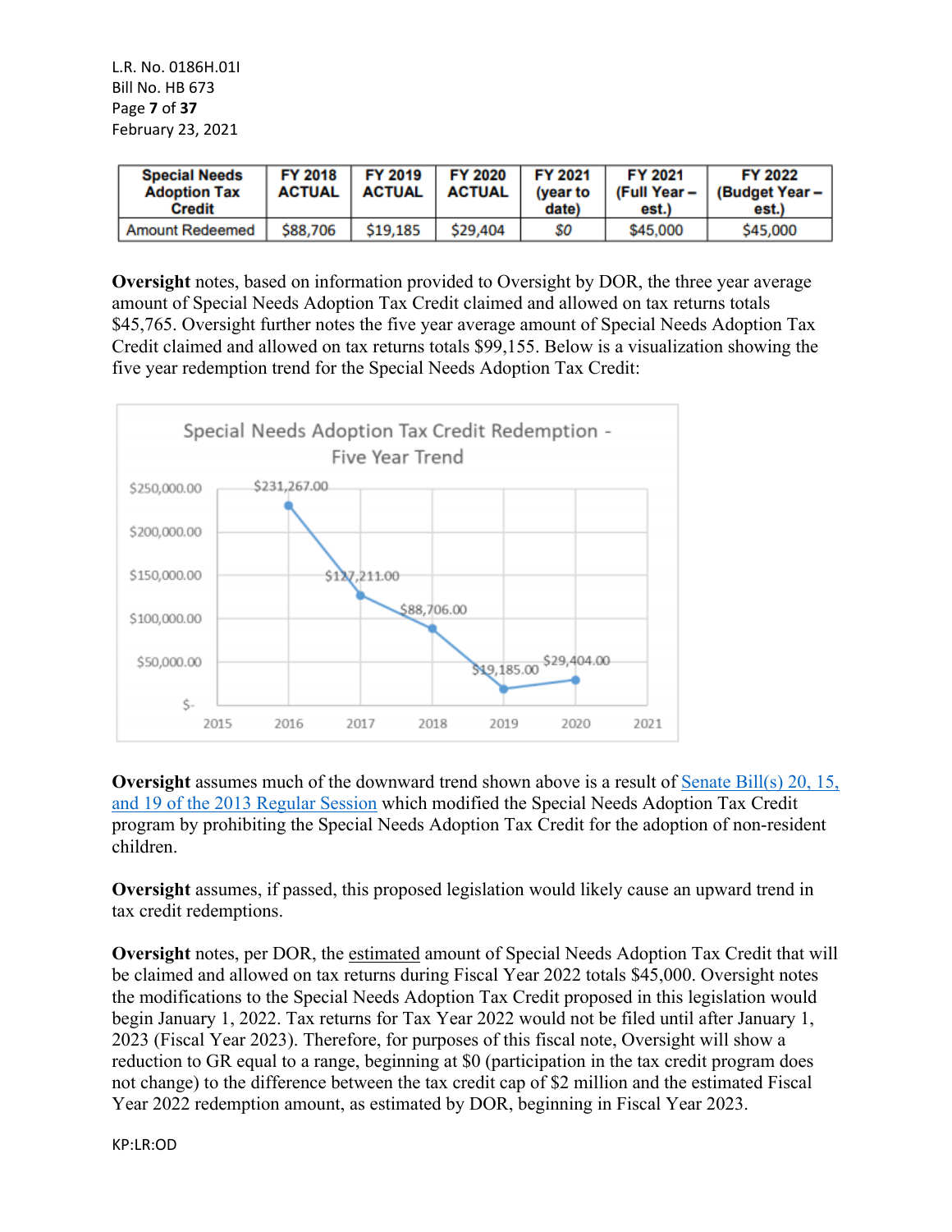| Special Needs Adoption Tax Credit | FY 2018 ACTUAL | FY 2019 ACTUAL | FY 2020 ACTUAL | FY 2021 (year to date) | FY 2021 (Full Year – est.) | FY 2022 (Budget Year – est.) |
|---|---|---|---|---|---|---|
| Amount Redeemed | $88,706 | $19,185 | $29,404 | *$0* | $45,000 | $45,000 |

**Oversight** notes, based on information provided to Oversight by DOR, the three year average amount of Special Needs Adoption Tax Credit claimed and allowed on tax returns totals $45,765. Oversight further notes the five year average amount of Special Needs Adoption Tax Credit claimed and allowed on tax returns totals $99,155. Below is a visualization showing the five year redemption trend for the Special Needs Adoption Tax Credit:

**Oversight** assumes much of the downward trend shown above is a result of Senate Bill(s) 20, 15, and 19 of the 2013 Regular Session which modified the Special Needs Adoption Tax Credit program by prohibiting the Special Needs Adoption Tax Credit for the adoption of non-resident children.

**Oversight** assumes, if passed, this proposed legislation would likely cause an upward trend in tax credit redemptions.

**Oversight** notes, per DOR, the estimated amount of Special Needs Adoption Tax Credit that will be claimed and allowed on tax returns during Fiscal Year 2022 totals $45,000. Oversight notes the modifications to the Special Needs Adoption Tax Credit proposed in this legislation would begin January 1, 2022. Tax returns for Tax Year 2022 would not be filed until after January 1, 2023 (Fiscal Year 2023). Therefore, for purposes of this fiscal note, Oversight will show a reduction to GR equal to a range, beginning at $0 (participation in the tax credit program does not change) to the difference between the tax credit cap of $2 million and the estimated Fiscal Year 2022 redemption amount, as estimated by DOR, beginning in Fiscal Year 2023.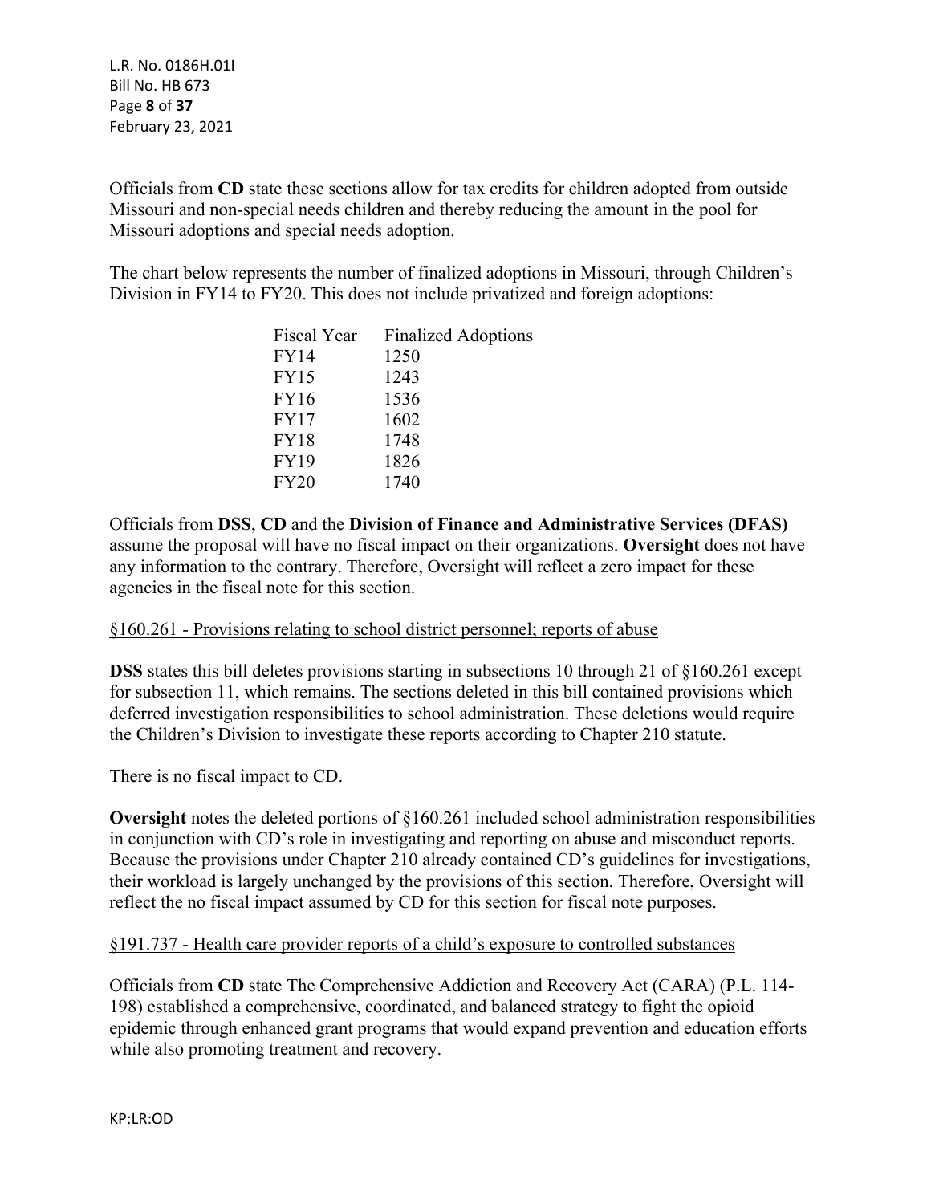Officials from **CD** state these sections allow for tax credits for children adopted from outside Missouri and non-special needs children and thereby reducing the amount in the pool for Missouri adoptions and special needs adoption.

The chart below represents the number of finalized adoptions in Missouri, through Children's Division in FY14 to FY20. This does not include privatized and foreign adoptions:

| Fiscal Year | Finalized Adoptions |
| --- | --- |
| FY14 | 1250 |
| FY15 | 1243 |
| FY16 | 1536 |
| FY17 | 1602 |
| FY18 | 1748 |
| FY19 | 1826 |
| FY20 | 1740 |

Officials from **DSS**, **CD** and the **Division of Finance and Administrative Services (DFAS)** assume the proposal will have no fiscal impact on their organizations. **Oversight** does not have any information to the contrary. Therefore, Oversight will reflect a zero impact for these agencies in the fiscal note for this section.

§160.261 - Provisions relating to school district personnel; reports of abuse

**DSS** states this bill deletes provisions starting in subsections 10 through 21 of §160.261 except for subsection 11, which remains. The sections deleted in this bill contained provisions which deferred investigation responsibilities to school administration. These deletions would require the Children's Division to investigate these reports according to Chapter 210 statute.

There is no fiscal impact to CD.

**Oversight** notes the deleted portions of §160.261 included school administration responsibilities in conjunction with CD's role in investigating and reporting on abuse and misconduct reports. Because the provisions under Chapter 210 already contained CD's guidelines for investigations, their workload is largely unchanged by the provisions of this section. Therefore, Oversight will reflect the no fiscal impact assumed by CD for this section for fiscal note purposes.

§191.737 - Health care provider reports of a child's exposure to controlled substances

Officials from **CD** state The Comprehensive Addiction and Recovery Act (CARA) (P.L. 114-198) established a comprehensive, coordinated, and balanced strategy to fight the opioid epidemic through enhanced grant programs that would expand prevention and education efforts while also promoting treatment and recovery.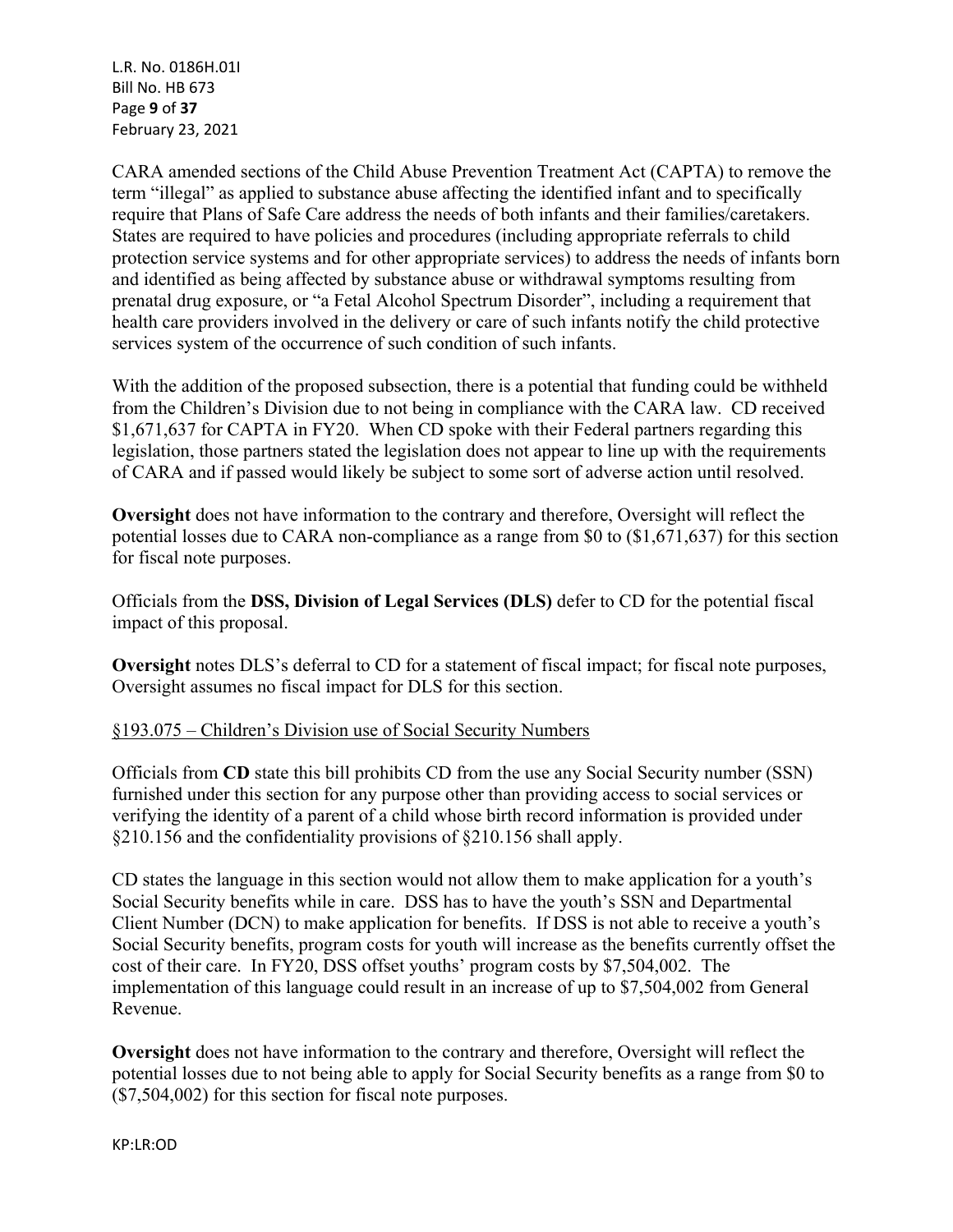CARA amended sections of the Child Abuse Prevention Treatment Act (CAPTA) to remove the term "illegal" as applied to substance abuse affecting the identified infant and to specifically require that Plans of Safe Care address the needs of both infants and their families/caretakers. States are required to have policies and procedures (including appropriate referrals to child protection service systems and for other appropriate services) to address the needs of infants born and identified as being affected by substance abuse or withdrawal symptoms resulting from prenatal drug exposure, or "a Fetal Alcohol Spectrum Disorder", including a requirement that health care providers involved in the delivery or care of such infants notify the child protective services system of the occurrence of such condition of such infants.

With the addition of the proposed subsection, there is a potential that funding could be withheld from the Children's Division due to not being in compliance with the CARA law. CD received $1,671,637 for CAPTA in FY20. When CD spoke with their Federal partners regarding this legislation, those partners stated the legislation does not appear to line up with the requirements of CARA and if passed would likely be subject to some sort of adverse action until resolved.

**Oversight** does not have information to the contrary and therefore, Oversight will reflect the potential losses due to CARA non-compliance as a range from $0 to ($1,671,637) for this section for fiscal note purposes.

Officials from the **DSS, Division of Legal Services (DLS)** defer to CD for the potential fiscal impact of this proposal.

**Oversight** notes DLS's deferral to CD for a statement of fiscal impact; for fiscal note purposes, Oversight assumes no fiscal impact for DLS for this section.

<u>§193.075 – Children's Division use of Social Security Numbers</u>

Officials from **CD** state this bill prohibits CD from the use any Social Security number (SSN) furnished under this section for any purpose other than providing access to social services or verifying the identity of a parent of a child whose birth record information is provided under §210.156 and the confidentiality provisions of §210.156 shall apply.

CD states the language in this section would not allow them to make application for a youth's Social Security benefits while in care. DSS has to have the youth's SSN and Departmental Client Number (DCN) to make application for benefits. If DSS is not able to receive a youth's Social Security benefits, program costs for youth will increase as the benefits currently offset the cost of their care. In FY20, DSS offset youths' program costs by $7,504,002. The implementation of this language could result in an increase of up to $7,504,002 from General Revenue.

**Oversight** does not have information to the contrary and therefore, Oversight will reflect the potential losses due to not being able to apply for Social Security benefits as a range from $0 to ($7,504,002) for this section for fiscal note purposes.

KP:LR:OD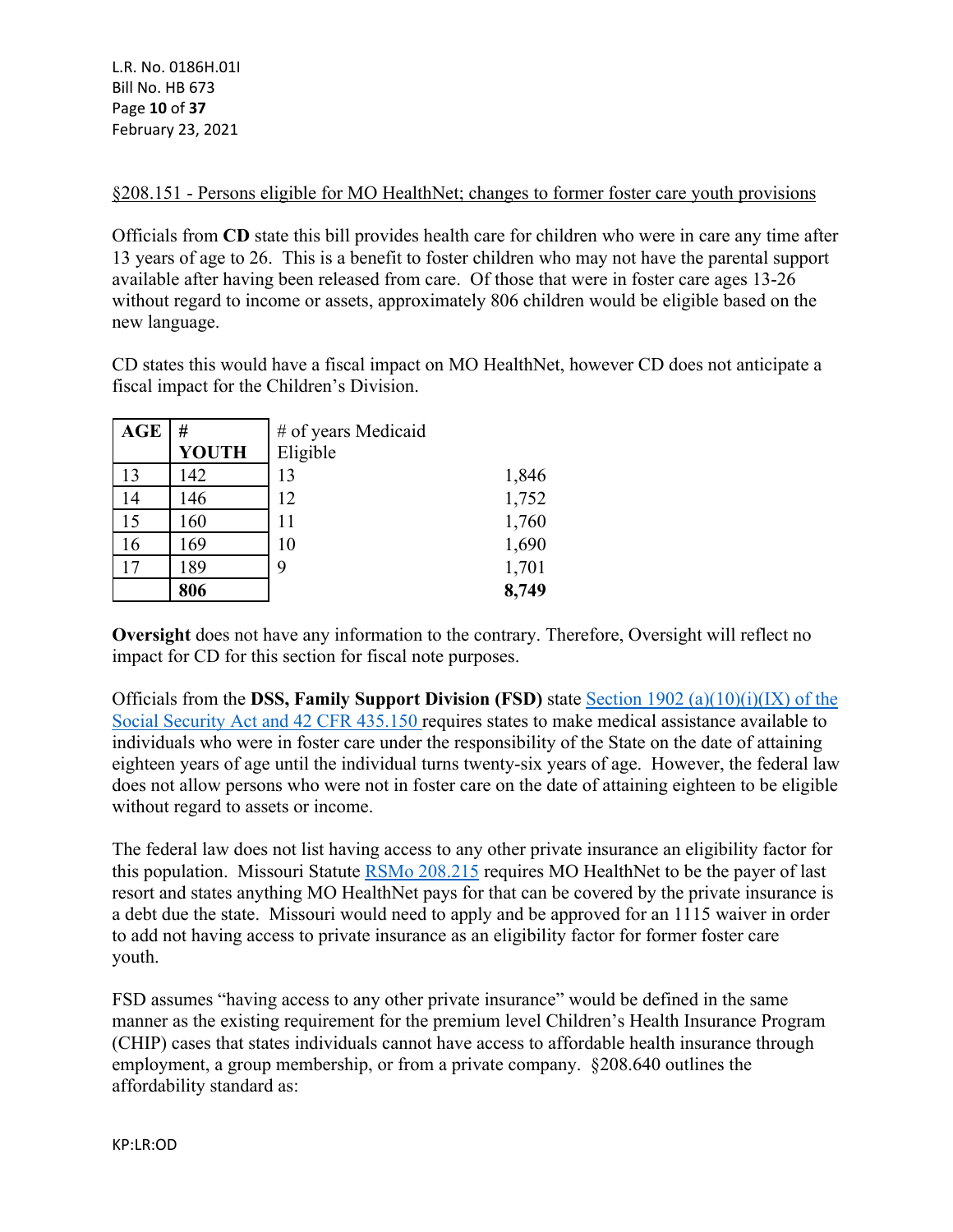§208.151 - Persons eligible for MO HealthNet; changes to former foster care youth provisions

Officials from **CD** state this bill provides health care for children who were in care any time after 13 years of age to 26. This is a benefit to foster children who may not have the parental support available after having been released from care. Of those that were in foster care ages 13-26 without regard to income or assets, approximately 806 children would be eligible based on the new language.

CD states this would have a fiscal impact on MO HealthNet, however CD does not anticipate a fiscal impact for the Children's Division.

| **AGE** | **# YOUTH** | # of years Medicaid Eligible | |
|---|---|---|---|
| 13 | 142 | 13 | 1,846 |
| 14 | 146 | 12 | 1,752 |
| 15 | 160 | 11 | 1,760 |
| 16 | 169 | 10 | 1,690 |
| 17 | 189 | 9 | 1,701 |
| | **806** | | **8,749** |

**Oversight** does not have any information to the contrary. Therefore, Oversight will reflect no impact for CD for this section for fiscal note purposes.

Officials from the **DSS, Family Support Division (FSD)** state Section 1902 (a)(10)(i)(IX) of the Social Security Act and 42 CFR 435.150 requires states to make medical assistance available to individuals who were in foster care under the responsibility of the State on the date of attaining eighteen years of age until the individual turns twenty-six years of age. However, the federal law does not allow persons who were not in foster care on the date of attaining eighteen to be eligible without regard to assets or income.

The federal law does not list having access to any other private insurance an eligibility factor for this population. Missouri Statute RSMo 208.215 requires MO HealthNet to be the payer of last resort and states anything MO HealthNet pays for that can be covered by the private insurance is a debt due the state. Missouri would need to apply and be approved for an 1115 waiver in order to add not having access to private insurance as an eligibility factor for former foster care youth.

FSD assumes "having access to any other private insurance" would be defined in the same manner as the existing requirement for the premium level Children's Health Insurance Program (CHIP) cases that states individuals cannot have access to affordable health insurance through employment, a group membership, or from a private company. §208.640 outlines the affordability standard as: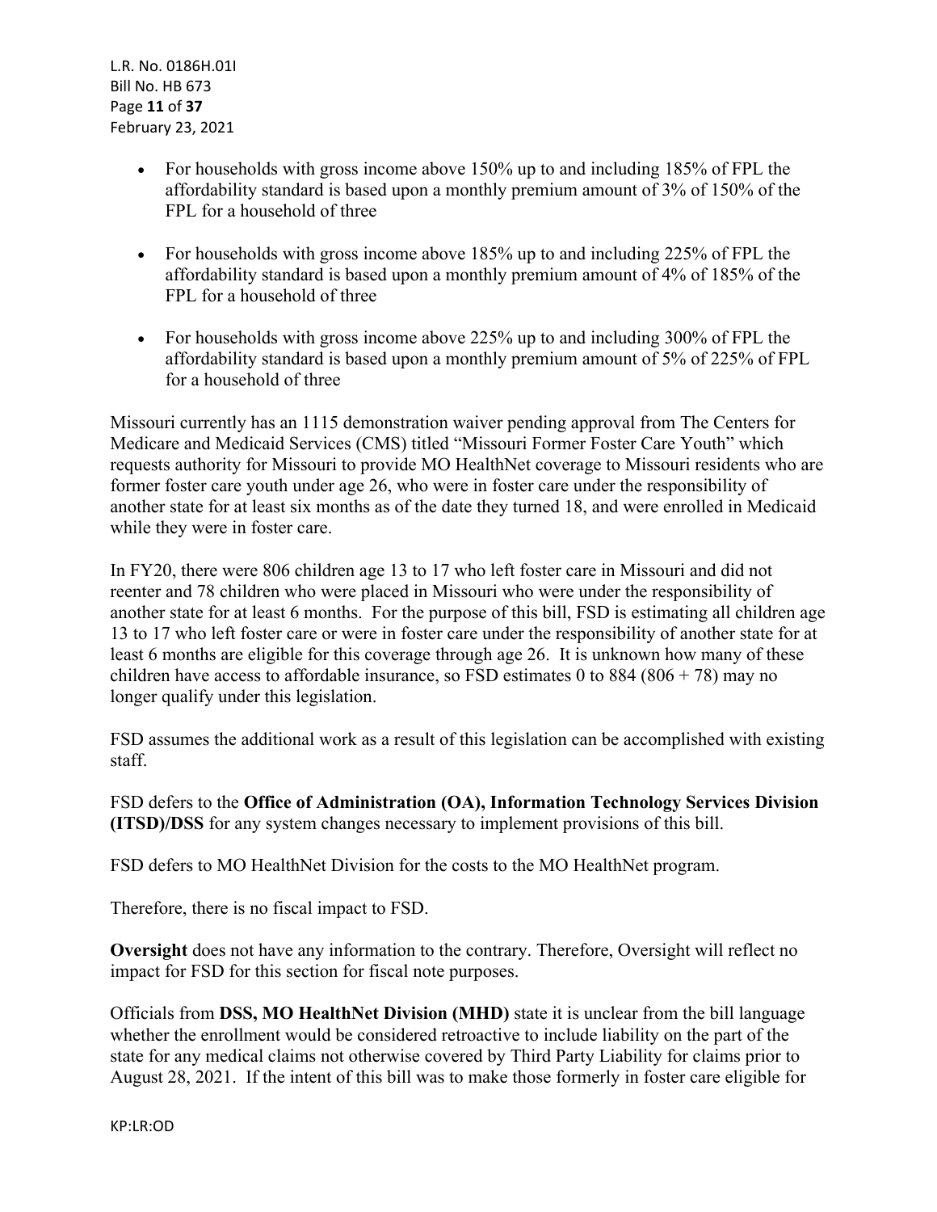- For households with gross income above 150% up to and including 185% of FPL the affordability standard is based upon a monthly premium amount of 3% of 150% of the FPL for a household of three

- For households with gross income above 185% up to and including 225% of FPL the affordability standard is based upon a monthly premium amount of 4% of 185% of the FPL for a household of three

- For households with gross income above 225% up to and including 300% of FPL the affordability standard is based upon a monthly premium amount of 5% of 225% of FPL for a household of three

Missouri currently has an 1115 demonstration waiver pending approval from The Centers for Medicare and Medicaid Services (CMS) titled "Missouri Former Foster Care Youth" which requests authority for Missouri to provide MO HealthNet coverage to Missouri residents who are former foster care youth under age 26, who were in foster care under the responsibility of another state for at least six months as of the date they turned 18, and were enrolled in Medicaid while they were in foster care.

In FY20, there were 806 children age 13 to 17 who left foster care in Missouri and did not reenter and 78 children who were placed in Missouri who were under the responsibility of another state for at least 6 months. For the purpose of this bill, FSD is estimating all children age 13 to 17 who left foster care or were in foster care under the responsibility of another state for at least 6 months are eligible for this coverage through age 26. It is unknown how many of these children have access to affordable insurance, so FSD estimates 0 to 884 (806 + 78) may no longer qualify under this legislation.

FSD assumes the additional work as a result of this legislation can be accomplished with existing staff.

FSD defers to the **Office of Administration (OA), Information Technology Services Division (ITSD)/DSS** for any system changes necessary to implement provisions of this bill.

FSD defers to MO HealthNet Division for the costs to the MO HealthNet program.

Therefore, there is no fiscal impact to FSD.

**Oversight** does not have any information to the contrary. Therefore, Oversight will reflect no impact for FSD for this section for fiscal note purposes.

Officials from **DSS, MO HealthNet Division (MHD)** state it is unclear from the bill language whether the enrollment would be considered retroactive to include liability on the part of the state for any medical claims not otherwise covered by Third Party Liability for claims prior to August 28, 2021. If the intent of this bill was to make those formerly in foster care eligible for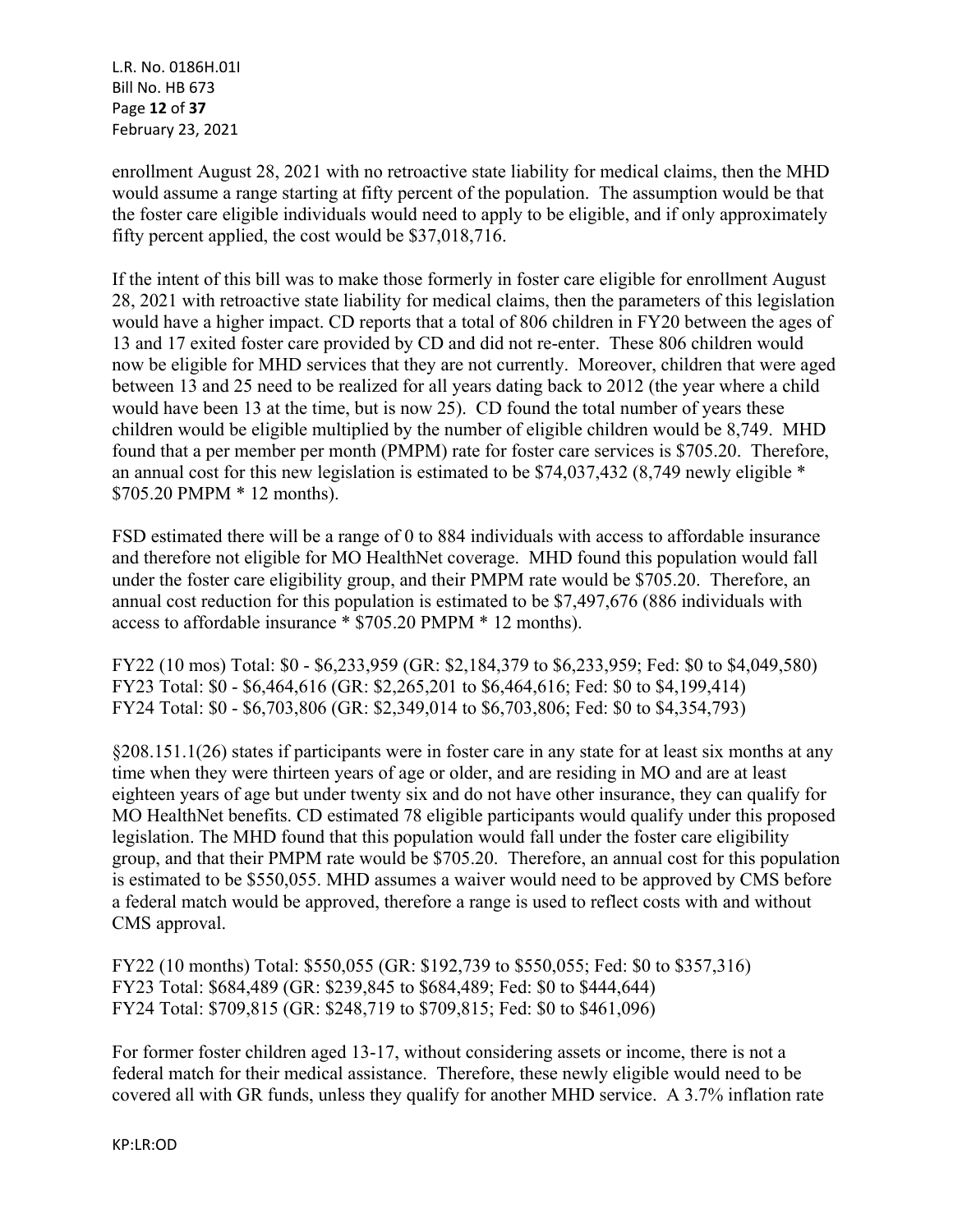enrollment August 28, 2021 with no retroactive state liability for medical claims, then the MHD would assume a range starting at fifty percent of the population. The assumption would be that the foster care eligible individuals would need to apply to be eligible, and if only approximately fifty percent applied, the cost would be $37,018,716.

If the intent of this bill was to make those formerly in foster care eligible for enrollment August 28, 2021 with retroactive state liability for medical claims, then the parameters of this legislation would have a higher impact. CD reports that a total of 806 children in FY20 between the ages of 13 and 17 exited foster care provided by CD and did not re-enter. These 806 children would now be eligible for MHD services that they are not currently. Moreover, children that were aged between 13 and 25 need to be realized for all years dating back to 2012 (the year where a child would have been 13 at the time, but is now 25). CD found the total number of years these children would be eligible multiplied by the number of eligible children would be 8,749. MHD found that a per member per month (PMPM) rate for foster care services is $705.20. Therefore, an annual cost for this new legislation is estimated to be $74,037,432 (8,749 newly eligible * $705.20 PMPM * 12 months).

FSD estimated there will be a range of 0 to 884 individuals with access to affordable insurance and therefore not eligible for MO HealthNet coverage. MHD found this population would fall under the foster care eligibility group, and their PMPM rate would be $705.20. Therefore, an annual cost reduction for this population is estimated to be $7,497,676 (886 individuals with access to affordable insurance * $705.20 PMPM * 12 months).

FY22 (10 mos) Total: $0 - $6,233,959 (GR: $2,184,379 to $6,233,959; Fed: $0 to $4,049,580)
FY23 Total: $0 - $6,464,616 (GR: $2,265,201 to $6,464,616; Fed: $0 to $4,199,414)
FY24 Total: $0 - $6,703,806 (GR: $2,349,014 to $6,703,806; Fed: $0 to $4,354,793)

§208.151.1(26) states if participants were in foster care in any state for at least six months at any time when they were thirteen years of age or older, and are residing in MO and are at least eighteen years of age but under twenty six and do not have other insurance, they can qualify for MO HealthNet benefits. CD estimated 78 eligible participants would qualify under this proposed legislation. The MHD found that this population would fall under the foster care eligibility group, and that their PMPM rate would be $705.20. Therefore, an annual cost for this population is estimated to be $550,055. MHD assumes a waiver would need to be approved by CMS before a federal match would be approved, therefore a range is used to reflect costs with and without CMS approval.

FY22 (10 months) Total: $550,055 (GR: $192,739 to $550,055; Fed: $0 to $357,316)
FY23 Total: $684,489 (GR: $239,845 to $684,489; Fed: $0 to $444,644)
FY24 Total: $709,815 (GR: $248,719 to $709,815; Fed: $0 to $461,096)

For former foster children aged 13-17, without considering assets or income, there is not a federal match for their medical assistance. Therefore, these newly eligible would need to be covered all with GR funds, unless they qualify for another MHD service. A 3.7% inflation rate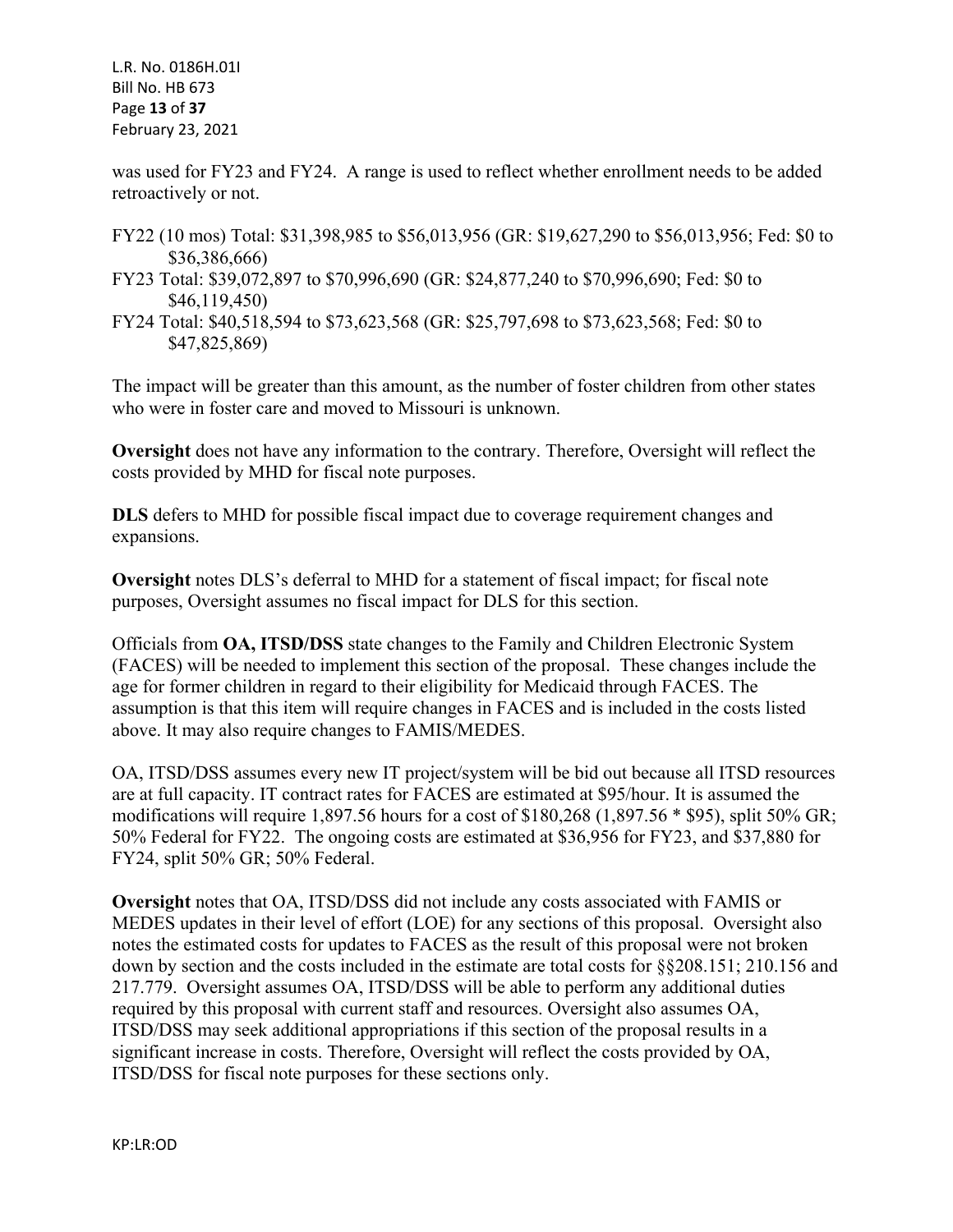was used for FY23 and FY24. A range is used to reflect whether enrollment needs to be added retroactively or not.

FY22 (10 mos) Total: $31,398,985 to $56,013,956 (GR: $19,627,290 to $56,013,956; Fed: $0 to $36,386,666)
FY23 Total: $39,072,897 to $70,996,690 (GR: $24,877,240 to $70,996,690; Fed: $0 to $46,119,450)
FY24 Total: $40,518,594 to $73,623,568 (GR: $25,797,698 to $73,623,568; Fed: $0 to $47,825,869)

The impact will be greater than this amount, as the number of foster children from other states who were in foster care and moved to Missouri is unknown.

**Oversight** does not have any information to the contrary. Therefore, Oversight will reflect the costs provided by MHD for fiscal note purposes.

**DLS** defers to MHD for possible fiscal impact due to coverage requirement changes and expansions.

**Oversight** notes DLS's deferral to MHD for a statement of fiscal impact; for fiscal note purposes, Oversight assumes no fiscal impact for DLS for this section.

Officials from **OA, ITSD/DSS** state changes to the Family and Children Electronic System (FACES) will be needed to implement this section of the proposal. These changes include the age for former children in regard to their eligibility for Medicaid through FACES. The assumption is that this item will require changes in FACES and is included in the costs listed above. It may also require changes to FAMIS/MEDES.

OA, ITSD/DSS assumes every new IT project/system will be bid out because all ITSD resources are at full capacity. IT contract rates for FACES are estimated at $95/hour. It is assumed the modifications will require 1,897.56 hours for a cost of $180,268 (1,897.56 * $95), split 50% GR; 50% Federal for FY22. The ongoing costs are estimated at $36,956 for FY23, and $37,880 for FY24, split 50% GR; 50% Federal.

**Oversight** notes that OA, ITSD/DSS did not include any costs associated with FAMIS or MEDES updates in their level of effort (LOE) for any sections of this proposal. Oversight also notes the estimated costs for updates to FACES as the result of this proposal were not broken down by section and the costs included in the estimate are total costs for §§208.151; 210.156 and 217.779. Oversight assumes OA, ITSD/DSS will be able to perform any additional duties required by this proposal with current staff and resources. Oversight also assumes OA, ITSD/DSS may seek additional appropriations if this section of the proposal results in a significant increase in costs. Therefore, Oversight will reflect the costs provided by OA, ITSD/DSS for fiscal note purposes for these sections only.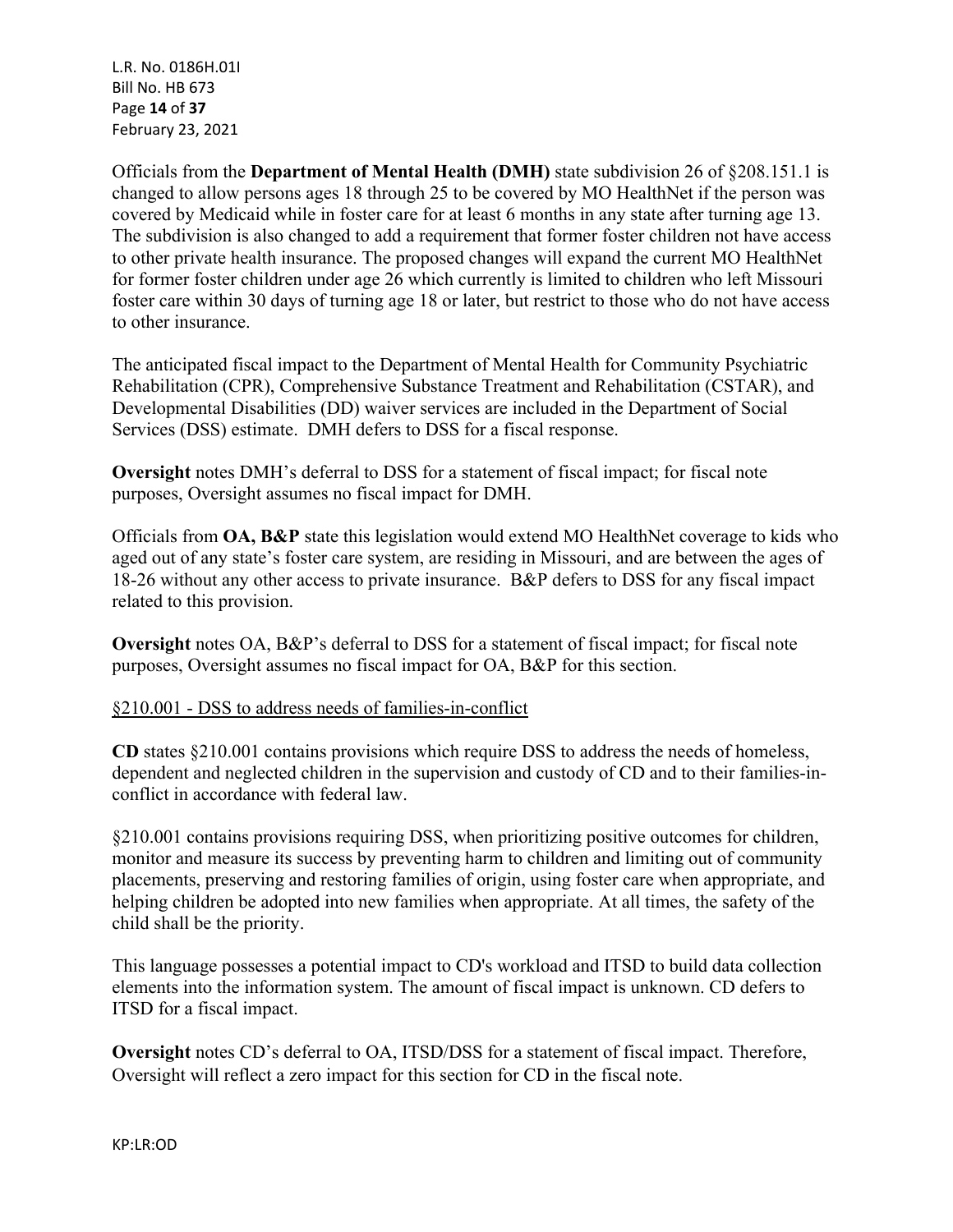Officials from the **Department of Mental Health (DMH)** state subdivision 26 of §208.151.1 is changed to allow persons ages 18 through 25 to be covered by MO HealthNet if the person was covered by Medicaid while in foster care for at least 6 months in any state after turning age 13. The subdivision is also changed to add a requirement that former foster children not have access to other private health insurance. The proposed changes will expand the current MO HealthNet for former foster children under age 26 which currently is limited to children who left Missouri foster care within 30 days of turning age 18 or later, but restrict to those who do not have access to other insurance.

The anticipated fiscal impact to the Department of Mental Health for Community Psychiatric Rehabilitation (CPR), Comprehensive Substance Treatment and Rehabilitation (CSTAR), and Developmental Disabilities (DD) waiver services are included in the Department of Social Services (DSS) estimate. DMH defers to DSS for a fiscal response.

**Oversight** notes DMH's deferral to DSS for a statement of fiscal impact; for fiscal note purposes, Oversight assumes no fiscal impact for DMH.

Officials from **OA, B&P** state this legislation would extend MO HealthNet coverage to kids who aged out of any state's foster care system, are residing in Missouri, and are between the ages of 18-26 without any other access to private insurance. B&P defers to DSS for any fiscal impact related to this provision.

**Oversight** notes OA, B&P's deferral to DSS for a statement of fiscal impact; for fiscal note purposes, Oversight assumes no fiscal impact for OA, B&P for this section.

§210.001 - DSS to address needs of families-in-conflict

**CD** states §210.001 contains provisions which require DSS to address the needs of homeless, dependent and neglected children in the supervision and custody of CD and to their families-in-conflict in accordance with federal law.

§210.001 contains provisions requiring DSS, when prioritizing positive outcomes for children, monitor and measure its success by preventing harm to children and limiting out of community placements, preserving and restoring families of origin, using foster care when appropriate, and helping children be adopted into new families when appropriate. At all times, the safety of the child shall be the priority.

This language possesses a potential impact to CD's workload and ITSD to build data collection elements into the information system. The amount of fiscal impact is unknown. CD defers to ITSD for a fiscal impact.

**Oversight** notes CD's deferral to OA, ITSD/DSS for a statement of fiscal impact. Therefore, Oversight will reflect a zero impact for this section for CD in the fiscal note.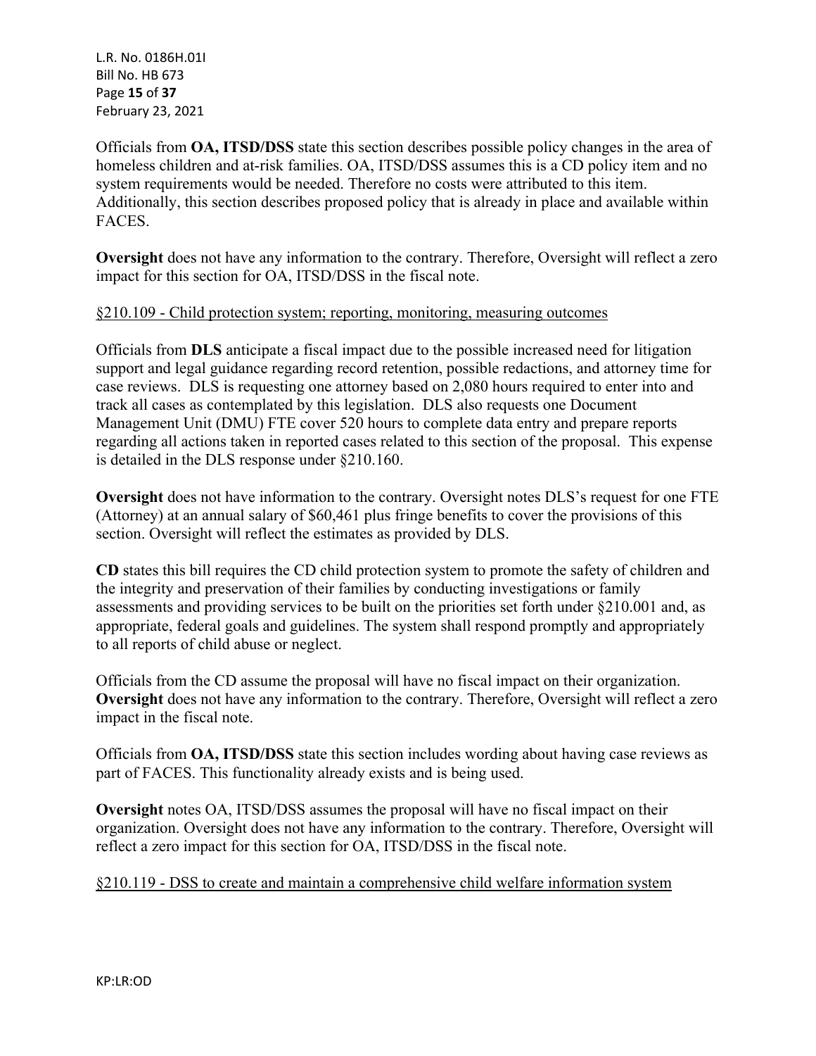Officials from **OA, ITSD/DSS** state this section describes possible policy changes in the area of homeless children and at-risk families. OA, ITSD/DSS assumes this is a CD policy item and no system requirements would be needed. Therefore no costs were attributed to this item. Additionally, this section describes proposed policy that is already in place and available within FACES.

**Oversight** does not have any information to the contrary. Therefore, Oversight will reflect a zero impact for this section for OA, ITSD/DSS in the fiscal note.

§210.109 - Child protection system; reporting, monitoring, measuring outcomes

Officials from **DLS** anticipate a fiscal impact due to the possible increased need for litigation support and legal guidance regarding record retention, possible redactions, and attorney time for case reviews. DLS is requesting one attorney based on 2,080 hours required to enter into and track all cases as contemplated by this legislation. DLS also requests one Document Management Unit (DMU) FTE cover 520 hours to complete data entry and prepare reports regarding all actions taken in reported cases related to this section of the proposal. This expense is detailed in the DLS response under §210.160.

**Oversight** does not have information to the contrary. Oversight notes DLS's request for one FTE (Attorney) at an annual salary of $60,461 plus fringe benefits to cover the provisions of this section. Oversight will reflect the estimates as provided by DLS.

**CD** states this bill requires the CD child protection system to promote the safety of children and the integrity and preservation of their families by conducting investigations or family assessments and providing services to be built on the priorities set forth under §210.001 and, as appropriate, federal goals and guidelines. The system shall respond promptly and appropriately to all reports of child abuse or neglect.

Officials from the CD assume the proposal will have no fiscal impact on their organization. **Oversight** does not have any information to the contrary. Therefore, Oversight will reflect a zero impact in the fiscal note.

Officials from **OA, ITSD/DSS** state this section includes wording about having case reviews as part of FACES. This functionality already exists and is being used.

**Oversight** notes OA, ITSD/DSS assumes the proposal will have no fiscal impact on their organization. Oversight does not have any information to the contrary. Therefore, Oversight will reflect a zero impact for this section for OA, ITSD/DSS in the fiscal note.

§210.119 - DSS to create and maintain a comprehensive child welfare information system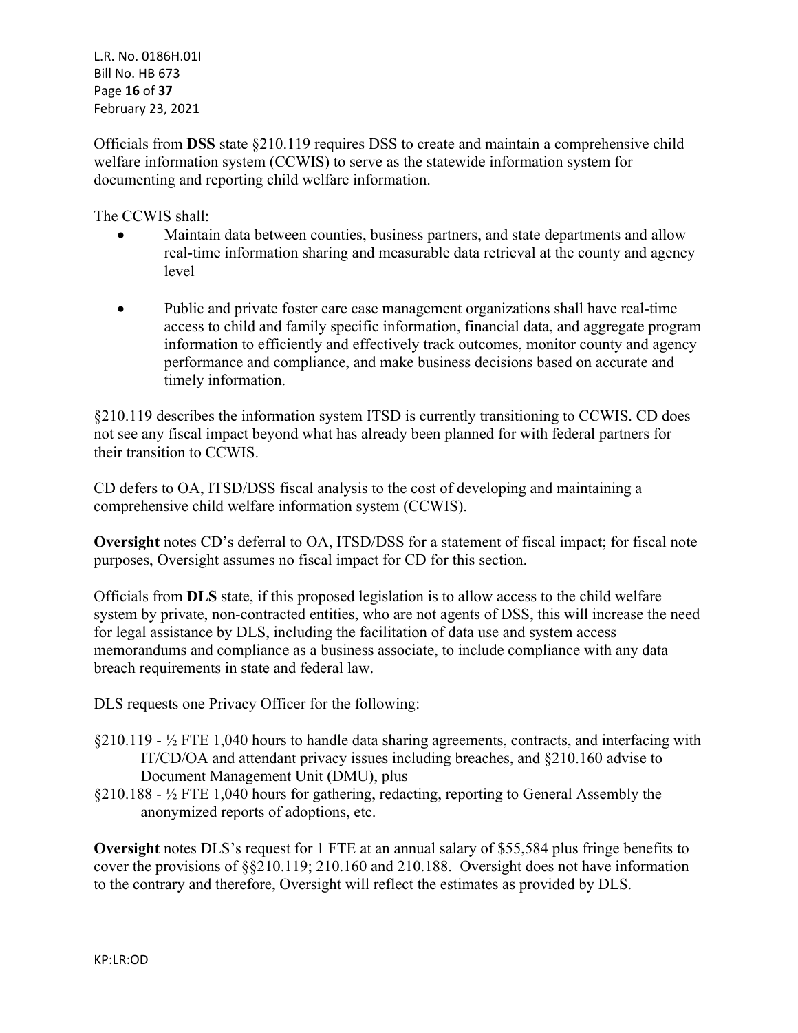Officials from **DSS** state §210.119 requires DSS to create and maintain a comprehensive child welfare information system (CCWIS) to serve as the statewide information system for documenting and reporting child welfare information.

The CCWIS shall:

- Maintain data between counties, business partners, and state departments and allow real-time information sharing and measurable data retrieval at the county and agency level
- Public and private foster care case management organizations shall have real-time access to child and family specific information, financial data, and aggregate program information to efficiently and effectively track outcomes, monitor county and agency performance and compliance, and make business decisions based on accurate and timely information.

§210.119 describes the information system ITSD is currently transitioning to CCWIS. CD does not see any fiscal impact beyond what has already been planned for with federal partners for their transition to CCWIS.

CD defers to OA, ITSD/DSS fiscal analysis to the cost of developing and maintaining a comprehensive child welfare information system (CCWIS).

**Oversight** notes CD's deferral to OA, ITSD/DSS for a statement of fiscal impact; for fiscal note purposes, Oversight assumes no fiscal impact for CD for this section.

Officials from **DLS** state, if this proposed legislation is to allow access to the child welfare system by private, non-contracted entities, who are not agents of DSS, this will increase the need for legal assistance by DLS, including the facilitation of data use and system access memorandums and compliance as a business associate, to include compliance with any data breach requirements in state and federal law.

DLS requests one Privacy Officer for the following:

§210.119 - ½ FTE 1,040 hours to handle data sharing agreements, contracts, and interfacing with IT/CD/OA and attendant privacy issues including breaches, and §210.160 advise to Document Management Unit (DMU), plus

§210.188 - ½ FTE 1,040 hours for gathering, redacting, reporting to General Assembly the anonymized reports of adoptions, etc.

**Oversight** notes DLS's request for 1 FTE at an annual salary of $55,584 plus fringe benefits to cover the provisions of §§210.119; 210.160 and 210.188. Oversight does not have information to the contrary and therefore, Oversight will reflect the estimates as provided by DLS.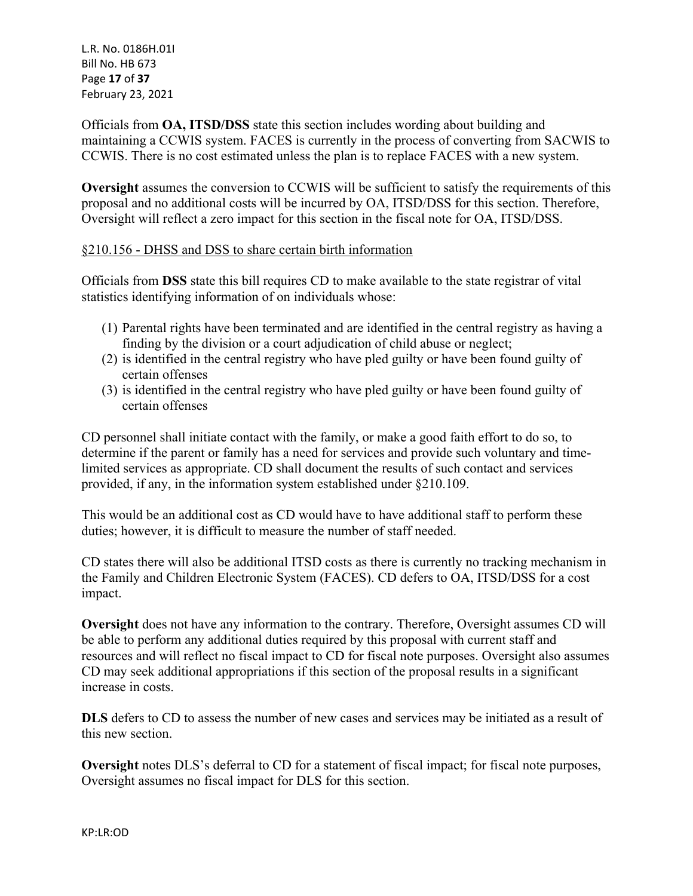Officials from **OA, ITSD/DSS** state this section includes wording about building and maintaining a CCWIS system. FACES is currently in the process of converting from SACWIS to CCWIS. There is no cost estimated unless the plan is to replace FACES with a new system.

**Oversight** assumes the conversion to CCWIS will be sufficient to satisfy the requirements of this proposal and no additional costs will be incurred by OA, ITSD/DSS for this section. Therefore, Oversight will reflect a zero impact for this section in the fiscal note for OA, ITSD/DSS.

<u>§210.156 - DHSS and DSS to share certain birth information</u>

Officials from **DSS** state this bill requires CD to make available to the state registrar of vital statistics identifying information of on individuals whose:

(1) Parental rights have been terminated and are identified in the central registry as having a finding by the division or a court adjudication of child abuse or neglect;
(2) is identified in the central registry who have pled guilty or have been found guilty of certain offenses
(3) is identified in the central registry who have pled guilty or have been found guilty of certain offenses

CD personnel shall initiate contact with the family, or make a good faith effort to do so, to determine if the parent or family has a need for services and provide such voluntary and time-limited services as appropriate. CD shall document the results of such contact and services provided, if any, in the information system established under §210.109.

This would be an additional cost as CD would have to have additional staff to perform these duties; however, it is difficult to measure the number of staff needed.

CD states there will also be additional ITSD costs as there is currently no tracking mechanism in the Family and Children Electronic System (FACES). CD defers to OA, ITSD/DSS for a cost impact.

**Oversight** does not have any information to the contrary. Therefore, Oversight assumes CD will be able to perform any additional duties required by this proposal with current staff and resources and will reflect no fiscal impact to CD for fiscal note purposes. Oversight also assumes CD may seek additional appropriations if this section of the proposal results in a significant increase in costs.

**DLS** defers to CD to assess the number of new cases and services may be initiated as a result of this new section.

**Oversight** notes DLS's deferral to CD for a statement of fiscal impact; for fiscal note purposes, Oversight assumes no fiscal impact for DLS for this section.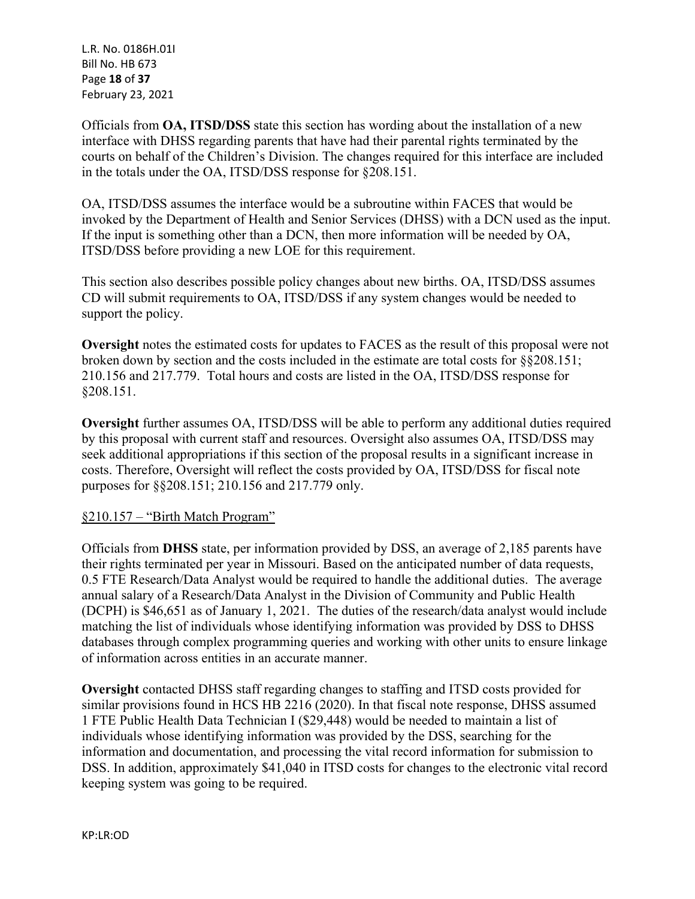Officials from **OA, ITSD/DSS** state this section has wording about the installation of a new interface with DHSS regarding parents that have had their parental rights terminated by the courts on behalf of the Children's Division. The changes required for this interface are included in the totals under the OA, ITSD/DSS response for §208.151.

OA, ITSD/DSS assumes the interface would be a subroutine within FACES that would be invoked by the Department of Health and Senior Services (DHSS) with a DCN used as the input. If the input is something other than a DCN, then more information will be needed by OA, ITSD/DSS before providing a new LOE for this requirement.

This section also describes possible policy changes about new births. OA, ITSD/DSS assumes CD will submit requirements to OA, ITSD/DSS if any system changes would be needed to support the policy.

**Oversight** notes the estimated costs for updates to FACES as the result of this proposal were not broken down by section and the costs included in the estimate are total costs for §§208.151; 210.156 and 217.779. Total hours and costs are listed in the OA, ITSD/DSS response for §208.151.

**Oversight** further assumes OA, ITSD/DSS will be able to perform any additional duties required by this proposal with current staff and resources. Oversight also assumes OA, ITSD/DSS may seek additional appropriations if this section of the proposal results in a significant increase in costs. Therefore, Oversight will reflect the costs provided by OA, ITSD/DSS for fiscal note purposes for §§208.151; 210.156 and 217.779 only.

<u>§210.157 – "Birth Match Program"</u>

Officials from **DHSS** state, per information provided by DSS, an average of 2,185 parents have their rights terminated per year in Missouri. Based on the anticipated number of data requests, 0.5 FTE Research/Data Analyst would be required to handle the additional duties. The average annual salary of a Research/Data Analyst in the Division of Community and Public Health (DCPH) is $46,651 as of January 1, 2021. The duties of the research/data analyst would include matching the list of individuals whose identifying information was provided by DSS to DHSS databases through complex programming queries and working with other units to ensure linkage of information across entities in an accurate manner.

**Oversight** contacted DHSS staff regarding changes to staffing and ITSD costs provided for similar provisions found in HCS HB 2216 (2020). In that fiscal note response, DHSS assumed 1 FTE Public Health Data Technician I ($29,448) would be needed to maintain a list of individuals whose identifying information was provided by the DSS, searching for the information and documentation, and processing the vital record information for submission to DSS. In addition, approximately $41,040 in ITSD costs for changes to the electronic vital record keeping system was going to be required.

KP:LR:OD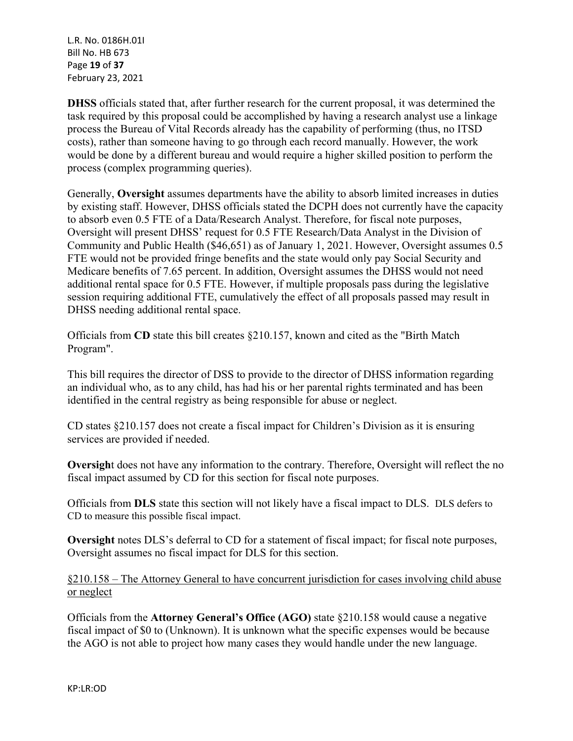**DHSS** officials stated that, after further research for the current proposal, it was determined the task required by this proposal could be accomplished by having a research analyst use a linkage process the Bureau of Vital Records already has the capability of performing (thus, no ITSD costs), rather than someone having to go through each record manually. However, the work would be done by a different bureau and would require a higher skilled position to perform the process (complex programming queries).

Generally, **Oversight** assumes departments have the ability to absorb limited increases in duties by existing staff. However, DHSS officials stated the DCPH does not currently have the capacity to absorb even 0.5 FTE of a Data/Research Analyst. Therefore, for fiscal note purposes, Oversight will present DHSS' request for 0.5 FTE Research/Data Analyst in the Division of Community and Public Health ($46,651) as of January 1, 2021. However, Oversight assumes 0.5 FTE would not be provided fringe benefits and the state would only pay Social Security and Medicare benefits of 7.65 percent. In addition, Oversight assumes the DHSS would not need additional rental space for 0.5 FTE. However, if multiple proposals pass during the legislative session requiring additional FTE, cumulatively the effect of all proposals passed may result in DHSS needing additional rental space.

Officials from **CD** state this bill creates §210.157, known and cited as the "Birth Match Program".

This bill requires the director of DSS to provide to the director of DHSS information regarding an individual who, as to any child, has had his or her parental rights terminated and has been identified in the central registry as being responsible for abuse or neglect.

CD states §210.157 does not create a fiscal impact for Children's Division as it is ensuring services are provided if needed.

**Oversight** does not have any information to the contrary. Therefore, Oversight will reflect the no fiscal impact assumed by CD for this section for fiscal note purposes.

Officials from **DLS** state this section will not likely have a fiscal impact to DLS. DLS defers to CD to measure this possible fiscal impact.

**Oversight** notes DLS's deferral to CD for a statement of fiscal impact; for fiscal note purposes, Oversight assumes no fiscal impact for DLS for this section.

§210.158 – The Attorney General to have concurrent jurisdiction for cases involving child abuse or neglect

Officials from the **Attorney General's Office (AGO)** state §210.158 would cause a negative fiscal impact of $0 to (Unknown). It is unknown what the specific expenses would be because the AGO is not able to project how many cases they would handle under the new language.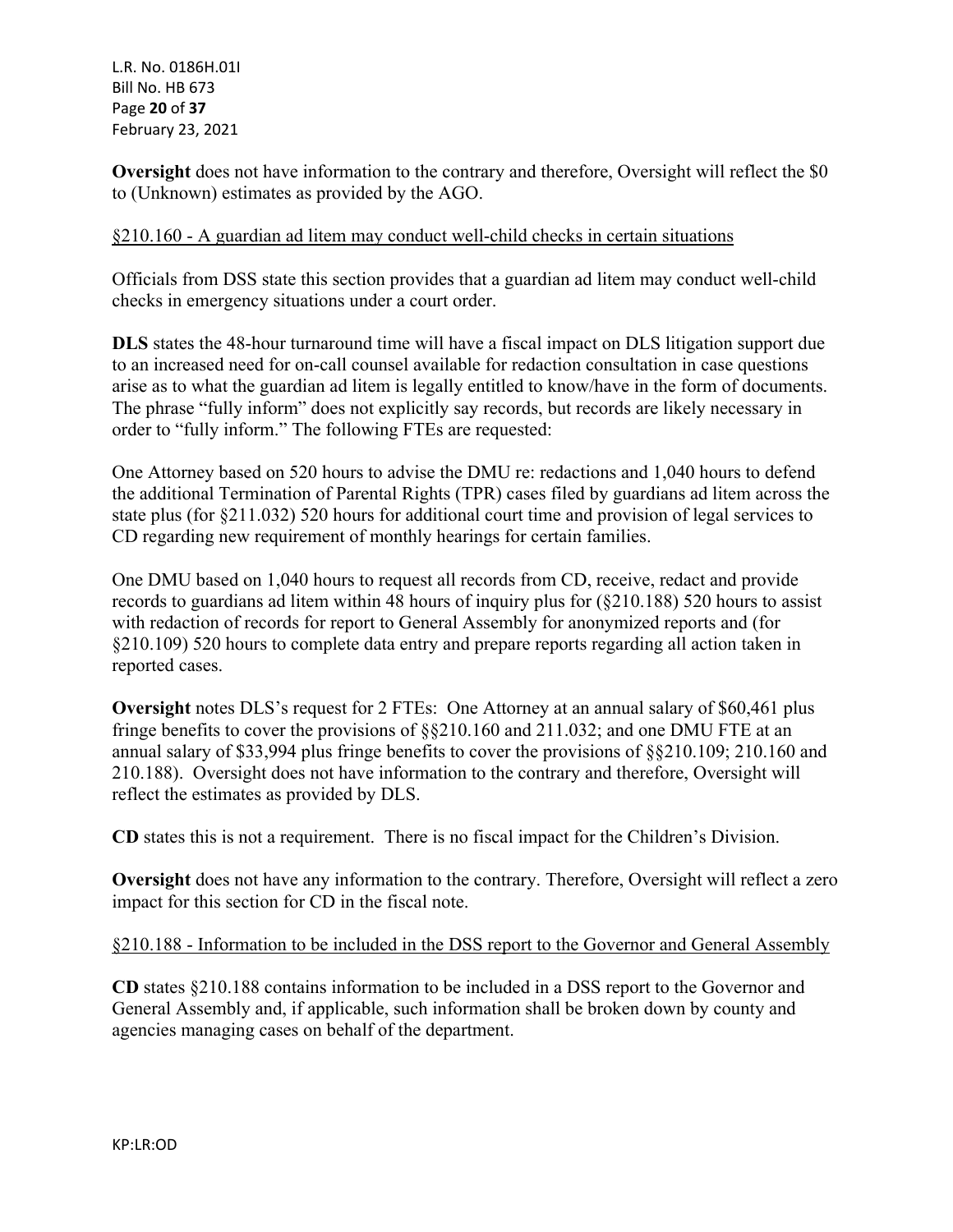**Oversight** does not have information to the contrary and therefore, Oversight will reflect the $0 to (Unknown) estimates as provided by the AGO.

<u>§210.160 - A guardian ad litem may conduct well-child checks in certain situations</u>

Officials from DSS state this section provides that a guardian ad litem may conduct well-child checks in emergency situations under a court order.

**DLS** states the 48-hour turnaround time will have a fiscal impact on DLS litigation support due to an increased need for on-call counsel available for redaction consultation in case questions arise as to what the guardian ad litem is legally entitled to know/have in the form of documents. The phrase "fully inform" does not explicitly say records, but records are likely necessary in order to "fully inform." The following FTEs are requested:

One Attorney based on 520 hours to advise the DMU re: redactions and 1,040 hours to defend the additional Termination of Parental Rights (TPR) cases filed by guardians ad litem across the state plus (for §211.032) 520 hours for additional court time and provision of legal services to CD regarding new requirement of monthly hearings for certain families.

One DMU based on 1,040 hours to request all records from CD, receive, redact and provide records to guardians ad litem within 48 hours of inquiry plus for (§210.188) 520 hours to assist with redaction of records for report to General Assembly for anonymized reports and (for §210.109) 520 hours to complete data entry and prepare reports regarding all action taken in reported cases.

**Oversight** notes DLS's request for 2 FTEs: One Attorney at an annual salary of $60,461 plus fringe benefits to cover the provisions of §§210.160 and 211.032; and one DMU FTE at an annual salary of $33,994 plus fringe benefits to cover the provisions of §§210.109; 210.160 and 210.188). Oversight does not have information to the contrary and therefore, Oversight will reflect the estimates as provided by DLS.

**CD** states this is not a requirement. There is no fiscal impact for the Children's Division.

**Oversight** does not have any information to the contrary. Therefore, Oversight will reflect a zero impact for this section for CD in the fiscal note.

<u>§210.188 - Information to be included in the DSS report to the Governor and General Assembly</u>

**CD** states §210.188 contains information to be included in a DSS report to the Governor and General Assembly and, if applicable, such information shall be broken down by county and agencies managing cases on behalf of the department.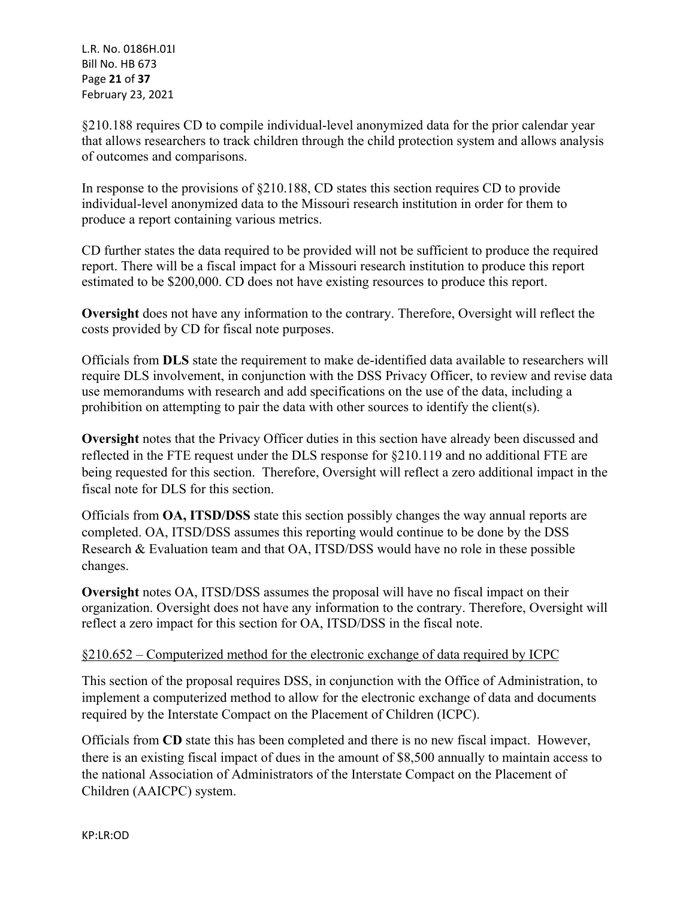§210.188 requires CD to compile individual-level anonymized data for the prior calendar year that allows researchers to track children through the child protection system and allows analysis of outcomes and comparisons.

In response to the provisions of §210.188, CD states this section requires CD to provide individual-level anonymized data to the Missouri research institution in order for them to produce a report containing various metrics.

CD further states the data required to be provided will not be sufficient to produce the required report. There will be a fiscal impact for a Missouri research institution to produce this report estimated to be $200,000. CD does not have existing resources to produce this report.

**Oversight** does not have any information to the contrary. Therefore, Oversight will reflect the costs provided by CD for fiscal note purposes.

Officials from **DLS** state the requirement to make de-identified data available to researchers will require DLS involvement, in conjunction with the DSS Privacy Officer, to review and revise data use memorandums with research and add specifications on the use of the data, including a prohibition on attempting to pair the data with other sources to identify the client(s).

**Oversight** notes that the Privacy Officer duties in this section have already been discussed and reflected in the FTE request under the DLS response for §210.119 and no additional FTE are being requested for this section. Therefore, Oversight will reflect a zero additional impact in the fiscal note for DLS for this section.

Officials from **OA, ITSD/DSS** state this section possibly changes the way annual reports are completed. OA, ITSD/DSS assumes this reporting would continue to be done by the DSS Research & Evaluation team and that OA, ITSD/DSS would have no role in these possible changes.

**Oversight** notes OA, ITSD/DSS assumes the proposal will have no fiscal impact on their organization. Oversight does not have any information to the contrary. Therefore, Oversight will reflect a zero impact for this section for OA, ITSD/DSS in the fiscal note.

§210.652 – Computerized method for the electronic exchange of data required by ICPC

This section of the proposal requires DSS, in conjunction with the Office of Administration, to implement a computerized method to allow for the electronic exchange of data and documents required by the Interstate Compact on the Placement of Children (ICPC).

Officials from **CD** state this has been completed and there is no new fiscal impact. However, there is an existing fiscal impact of dues in the amount of $8,500 annually to maintain access to the national Association of Administrators of the Interstate Compact on the Placement of Children (AAICPC) system.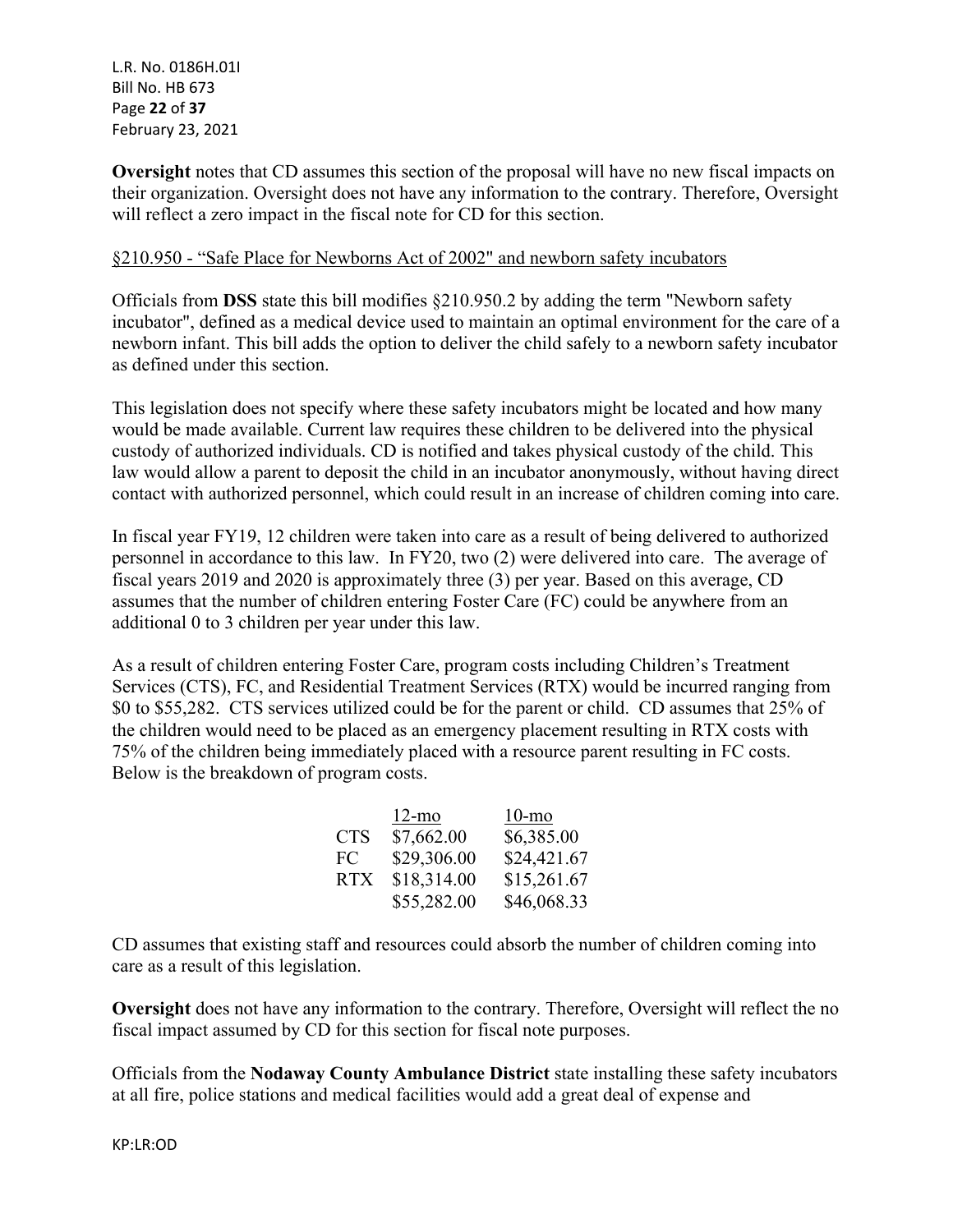**Oversight** notes that CD assumes this section of the proposal will have no new fiscal impacts on their organization. Oversight does not have any information to the contrary. Therefore, Oversight will reflect a zero impact in the fiscal note for CD for this section.

§210.950 - "Safe Place for Newborns Act of 2002" and newborn safety incubators

Officials from **DSS** state this bill modifies §210.950.2 by adding the term "Newborn safety incubator", defined as a medical device used to maintain an optimal environment for the care of a newborn infant. This bill adds the option to deliver the child safely to a newborn safety incubator as defined under this section.

This legislation does not specify where these safety incubators might be located and how many would be made available. Current law requires these children to be delivered into the physical custody of authorized individuals. CD is notified and takes physical custody of the child. This law would allow a parent to deposit the child in an incubator anonymously, without having direct contact with authorized personnel, which could result in an increase of children coming into care.

In fiscal year FY19, 12 children were taken into care as a result of being delivered to authorized personnel in accordance to this law. In FY20, two (2) were delivered into care. The average of fiscal years 2019 and 2020 is approximately three (3) per year. Based on this average, CD assumes that the number of children entering Foster Care (FC) could be anywhere from an additional 0 to 3 children per year under this law.

As a result of children entering Foster Care, program costs including Children's Treatment Services (CTS), FC, and Residential Treatment Services (RTX) would be incurred ranging from $0 to $55,282. CTS services utilized could be for the parent or child. CD assumes that 25% of the children would need to be placed as an emergency placement resulting in RTX costs with 75% of the children being immediately placed with a resource parent resulting in FC costs. Below is the breakdown of program costs.

| | 12-mo | 10-mo |
|---|---|---|
| CTS | $7,662.00 | $6,385.00 |
| FC | $29,306.00 | $24,421.67 |
| RTX | $18,314.00 | $15,261.67 |
| | $55,282.00 | $46,068.33 |

CD assumes that existing staff and resources could absorb the number of children coming into care as a result of this legislation.

**Oversight** does not have any information to the contrary. Therefore, Oversight will reflect the no fiscal impact assumed by CD for this section for fiscal note purposes.

Officials from the **Nodaway County Ambulance District** state installing these safety incubators at all fire, police stations and medical facilities would add a great deal of expense and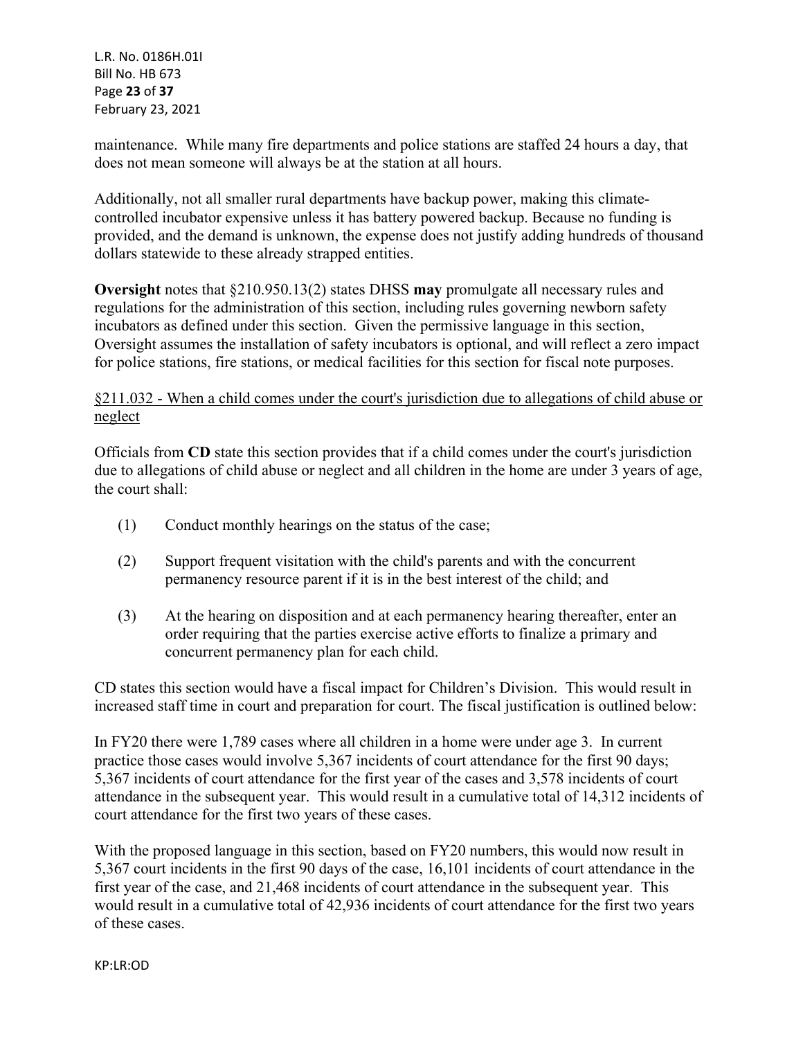maintenance. While many fire departments and police stations are staffed 24 hours a day, that does not mean someone will always be at the station at all hours.

Additionally, not all smaller rural departments have backup power, making this climate-controlled incubator expensive unless it has battery powered backup. Because no funding is provided, and the demand is unknown, the expense does not justify adding hundreds of thousand dollars statewide to these already strapped entities.

**Oversight** notes that §210.950.13(2) states DHSS **may** promulgate all necessary rules and regulations for the administration of this section, including rules governing newborn safety incubators as defined under this section. Given the permissive language in this section, Oversight assumes the installation of safety incubators is optional, and will reflect a zero impact for police stations, fire stations, or medical facilities for this section for fiscal note purposes.

<u>§211.032 - When a child comes under the court's jurisdiction due to allegations of child abuse or neglect</u>

Officials from **CD** state this section provides that if a child comes under the court's jurisdiction due to allegations of child abuse or neglect and all children in the home are under 3 years of age, the court shall:

(1) Conduct monthly hearings on the status of the case;

(2) Support frequent visitation with the child's parents and with the concurrent permanency resource parent if it is in the best interest of the child; and

(3) At the hearing on disposition and at each permanency hearing thereafter, enter an order requiring that the parties exercise active efforts to finalize a primary and concurrent permanency plan for each child.

CD states this section would have a fiscal impact for Children's Division. This would result in increased staff time in court and preparation for court. The fiscal justification is outlined below:

In FY20 there were 1,789 cases where all children in a home were under age 3. In current practice those cases would involve 5,367 incidents of court attendance for the first 90 days; 5,367 incidents of court attendance for the first year of the cases and 3,578 incidents of court attendance in the subsequent year. This would result in a cumulative total of 14,312 incidents of court attendance for the first two years of these cases.

With the proposed language in this section, based on FY20 numbers, this would now result in 5,367 court incidents in the first 90 days of the case, 16,101 incidents of court attendance in the first year of the case, and 21,468 incidents of court attendance in the subsequent year. This would result in a cumulative total of 42,936 incidents of court attendance for the first two years of these cases.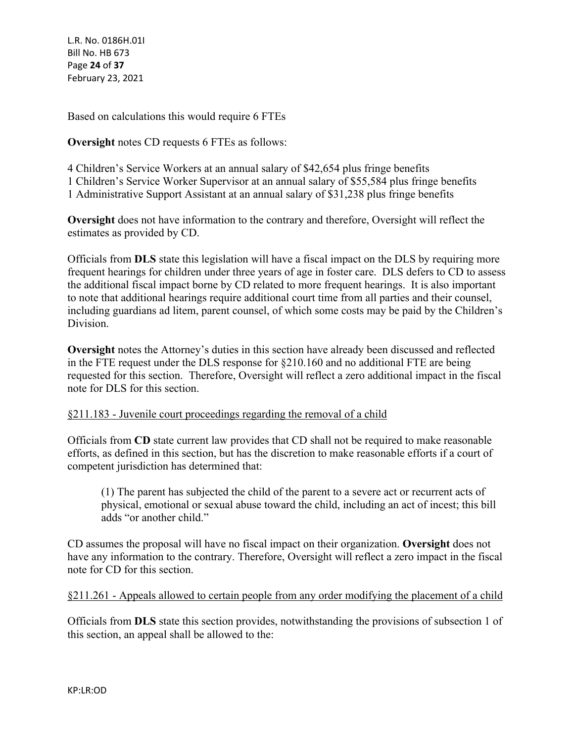Based on calculations this would require 6 FTEs

**Oversight** notes CD requests 6 FTEs as follows:

4 Children's Service Workers at an annual salary of $42,654 plus fringe benefits
1 Children's Service Worker Supervisor at an annual salary of $55,584 plus fringe benefits
1 Administrative Support Assistant at an annual salary of $31,238 plus fringe benefits

**Oversight** does not have information to the contrary and therefore, Oversight will reflect the estimates as provided by CD.

Officials from **DLS** state this legislation will have a fiscal impact on the DLS by requiring more frequent hearings for children under three years of age in foster care. DLS defers to CD to assess the additional fiscal impact borne by CD related to more frequent hearings. It is also important to note that additional hearings require additional court time from all parties and their counsel, including guardians ad litem, parent counsel, of which some costs may be paid by the Children's Division.

**Oversight** notes the Attorney's duties in this section have already been discussed and reflected in the FTE request under the DLS response for §210.160 and no additional FTE are being requested for this section. Therefore, Oversight will reflect a zero additional impact in the fiscal note for DLS for this section.

<u>§211.183 - Juvenile court proceedings regarding the removal of a child</u>

Officials from **CD** state current law provides that CD shall not be required to make reasonable efforts, as defined in this section, but has the discretion to make reasonable efforts if a court of competent jurisdiction has determined that:

> (1) The parent has subjected the child of the parent to a severe act or recurrent acts of physical, emotional or sexual abuse toward the child, including an act of incest; this bill adds "or another child."

CD assumes the proposal will have no fiscal impact on their organization. **Oversight** does not have any information to the contrary. Therefore, Oversight will reflect a zero impact in the fiscal note for CD for this section.

<u>§211.261 - Appeals allowed to certain people from any order modifying the placement of a child</u>

Officials from **DLS** state this section provides, notwithstanding the provisions of subsection 1 of this section, an appeal shall be allowed to the: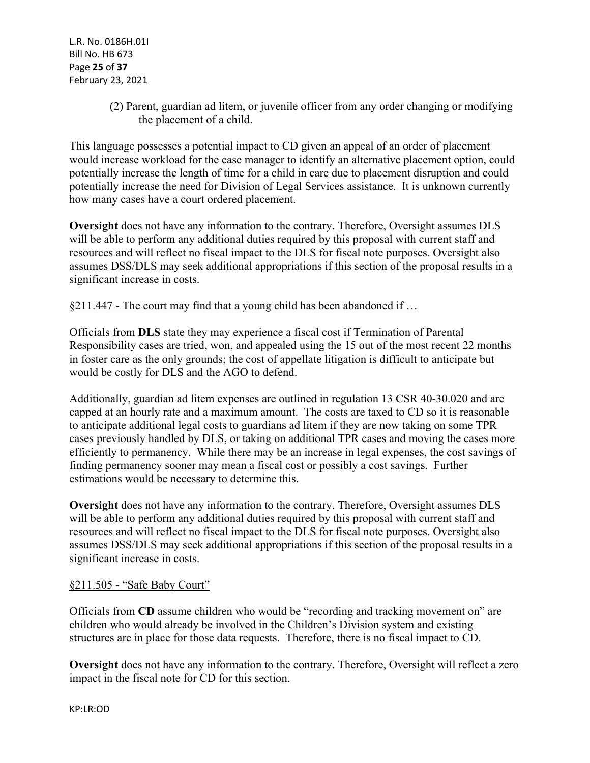(2) Parent, guardian ad litem, or juvenile officer from any order changing or modifying the placement of a child.

This language possesses a potential impact to CD given an appeal of an order of placement would increase workload for the case manager to identify an alternative placement option, could potentially increase the length of time for a child in care due to placement disruption and could potentially increase the need for Division of Legal Services assistance. It is unknown currently how many cases have a court ordered placement.

**Oversight** does not have any information to the contrary. Therefore, Oversight assumes DLS will be able to perform any additional duties required by this proposal with current staff and resources and will reflect no fiscal impact to the DLS for fiscal note purposes. Oversight also assumes DSS/DLS may seek additional appropriations if this section of the proposal results in a significant increase in costs.

§211.447 - The court may find that a young child has been abandoned if …

Officials from **DLS** state they may experience a fiscal cost if Termination of Parental Responsibility cases are tried, won, and appealed using the 15 out of the most recent 22 months in foster care as the only grounds; the cost of appellate litigation is difficult to anticipate but would be costly for DLS and the AGO to defend.

Additionally, guardian ad litem expenses are outlined in regulation 13 CSR 40-30.020 and are capped at an hourly rate and a maximum amount. The costs are taxed to CD so it is reasonable to anticipate additional legal costs to guardians ad litem if they are now taking on some TPR cases previously handled by DLS, or taking on additional TPR cases and moving the cases more efficiently to permanency. While there may be an increase in legal expenses, the cost savings of finding permanency sooner may mean a fiscal cost or possibly a cost savings. Further estimations would be necessary to determine this.

**Oversight** does not have any information to the contrary. Therefore, Oversight assumes DLS will be able to perform any additional duties required by this proposal with current staff and resources and will reflect no fiscal impact to the DLS for fiscal note purposes. Oversight also assumes DSS/DLS may seek additional appropriations if this section of the proposal results in a significant increase in costs.

§211.505 - "Safe Baby Court"

Officials from **CD** assume children who would be "recording and tracking movement on" are children who would already be involved in the Children's Division system and existing structures are in place for those data requests. Therefore, there is no fiscal impact to CD.

**Oversight** does not have any information to the contrary. Therefore, Oversight will reflect a zero impact in the fiscal note for CD for this section.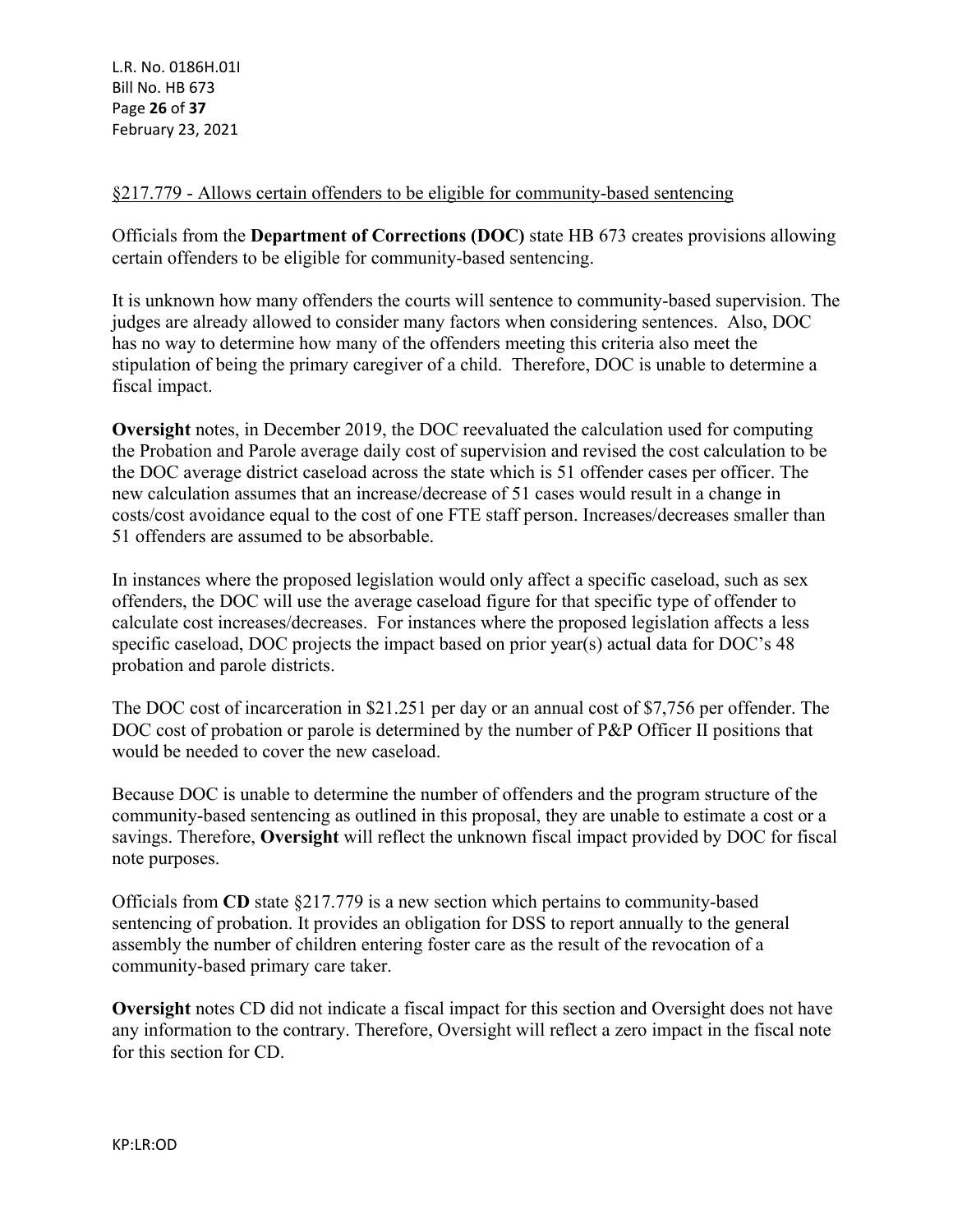§217.779 - Allows certain offenders to be eligible for community-based sentencing

Officials from the **Department of Corrections (DOC)** state HB 673 creates provisions allowing certain offenders to be eligible for community-based sentencing.

It is unknown how many offenders the courts will sentence to community-based supervision. The judges are already allowed to consider many factors when considering sentences. Also, DOC has no way to determine how many of the offenders meeting this criteria also meet the stipulation of being the primary caregiver of a child. Therefore, DOC is unable to determine a fiscal impact.

**Oversight** notes, in December 2019, the DOC reevaluated the calculation used for computing the Probation and Parole average daily cost of supervision and revised the cost calculation to be the DOC average district caseload across the state which is 51 offender cases per officer. The new calculation assumes that an increase/decrease of 51 cases would result in a change in costs/cost avoidance equal to the cost of one FTE staff person. Increases/decreases smaller than 51 offenders are assumed to be absorbable.

In instances where the proposed legislation would only affect a specific caseload, such as sex offenders, the DOC will use the average caseload figure for that specific type of offender to calculate cost increases/decreases. For instances where the proposed legislation affects a less specific caseload, DOC projects the impact based on prior year(s) actual data for DOC's 48 probation and parole districts.

The DOC cost of incarceration in $21.251 per day or an annual cost of $7,756 per offender. The DOC cost of probation or parole is determined by the number of P&P Officer II positions that would be needed to cover the new caseload.

Because DOC is unable to determine the number of offenders and the program structure of the community-based sentencing as outlined in this proposal, they are unable to estimate a cost or a savings. Therefore, **Oversight** will reflect the unknown fiscal impact provided by DOC for fiscal note purposes.

Officials from **CD** state §217.779 is a new section which pertains to community-based sentencing of probation. It provides an obligation for DSS to report annually to the general assembly the number of children entering foster care as the result of the revocation of a community-based primary care taker.

**Oversight** notes CD did not indicate a fiscal impact for this section and Oversight does not have any information to the contrary. Therefore, Oversight will reflect a zero impact in the fiscal note for this section for CD.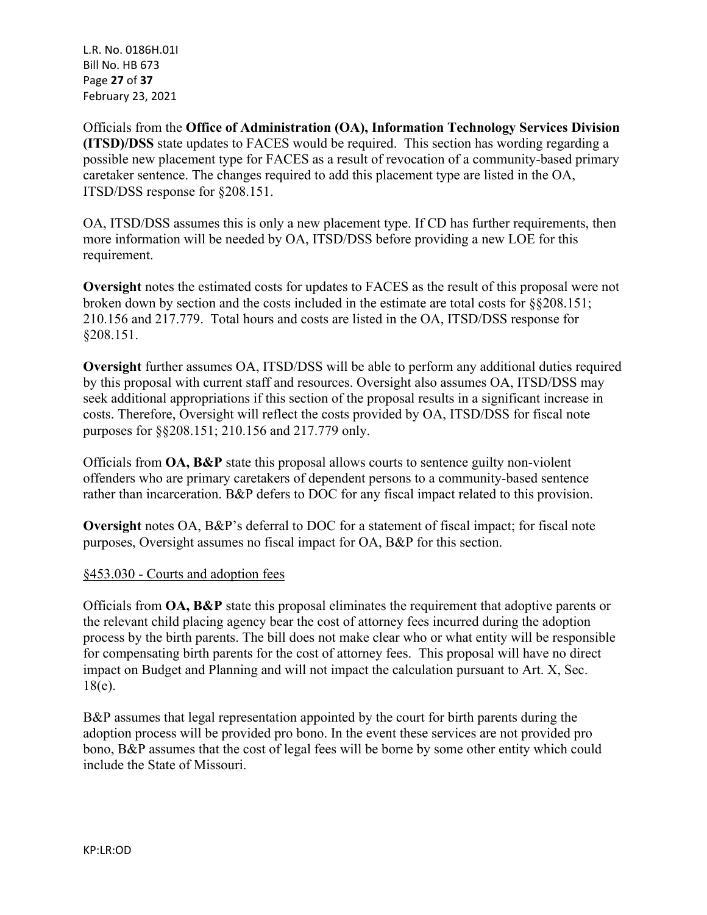Officials from the **Office of Administration (OA), Information Technology Services Division (ITSD)/DSS** state updates to FACES would be required. This section has wording regarding a possible new placement type for FACES as a result of revocation of a community-based primary caretaker sentence. The changes required to add this placement type are listed in the OA, ITSD/DSS response for §208.151.

OA, ITSD/DSS assumes this is only a new placement type. If CD has further requirements, then more information will be needed by OA, ITSD/DSS before providing a new LOE for this requirement.

**Oversight** notes the estimated costs for updates to FACES as the result of this proposal were not broken down by section and the costs included in the estimate are total costs for §§208.151; 210.156 and 217.779. Total hours and costs are listed in the OA, ITSD/DSS response for §208.151.

**Oversight** further assumes OA, ITSD/DSS will be able to perform any additional duties required by this proposal with current staff and resources. Oversight also assumes OA, ITSD/DSS may seek additional appropriations if this section of the proposal results in a significant increase in costs. Therefore, Oversight will reflect the costs provided by OA, ITSD/DSS for fiscal note purposes for §§208.151; 210.156 and 217.779 only.

Officials from **OA, B&P** state this proposal allows courts to sentence guilty non-violent offenders who are primary caretakers of dependent persons to a community-based sentence rather than incarceration. B&P defers to DOC for any fiscal impact related to this provision.

**Oversight** notes OA, B&P's deferral to DOC for a statement of fiscal impact; for fiscal note purposes, Oversight assumes no fiscal impact for OA, B&P for this section.

<u>§453.030 - Courts and adoption fees</u>

Officials from **OA, B&P** state this proposal eliminates the requirement that adoptive parents or the relevant child placing agency bear the cost of attorney fees incurred during the adoption process by the birth parents. The bill does not make clear who or what entity will be responsible for compensating birth parents for the cost of attorney fees. This proposal will have no direct impact on Budget and Planning and will not impact the calculation pursuant to Art. X, Sec. 18(e).

B&P assumes that legal representation appointed by the court for birth parents during the adoption process will be provided pro bono. In the event these services are not provided pro bono, B&P assumes that the cost of legal fees will be borne by some other entity which could include the State of Missouri.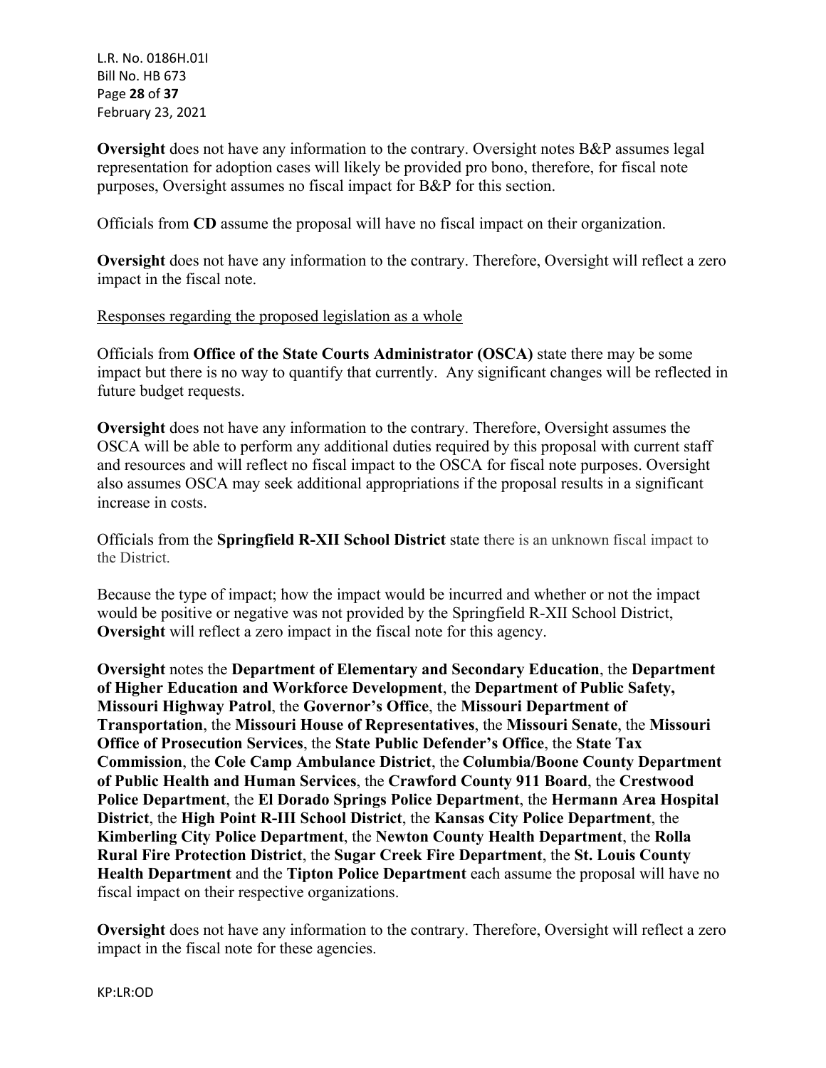**Oversight** does not have any information to the contrary. Oversight notes B&P assumes legal representation for adoption cases will likely be provided pro bono, therefore, for fiscal note purposes, Oversight assumes no fiscal impact for B&P for this section.

Officials from **CD** assume the proposal will have no fiscal impact on their organization.

**Oversight** does not have any information to the contrary. Therefore, Oversight will reflect a zero impact in the fiscal note.

Responses regarding the proposed legislation as a whole

Officials from **Office of the State Courts Administrator (OSCA)** state there may be some impact but there is no way to quantify that currently. Any significant changes will be reflected in future budget requests.

**Oversight** does not have any information to the contrary. Therefore, Oversight assumes the OSCA will be able to perform any additional duties required by this proposal with current staff and resources and will reflect no fiscal impact to the OSCA for fiscal note purposes. Oversight also assumes OSCA may seek additional appropriations if the proposal results in a significant increase in costs.

Officials from the **Springfield R-XII School District** state there is an unknown fiscal impact to the District.

Because the type of impact; how the impact would be incurred and whether or not the impact would be positive or negative was not provided by the Springfield R-XII School District, **Oversight** will reflect a zero impact in the fiscal note for this agency.

**Oversight** notes the **Department of Elementary and Secondary Education**, the **Department of Higher Education and Workforce Development**, the **Department of Public Safety, Missouri Highway Patrol**, the **Governor's Office**, the **Missouri Department of Transportation**, the **Missouri House of Representatives**, the **Missouri Senate**, the **Missouri Office of Prosecution Services**, the **State Public Defender's Office**, the **State Tax Commission**, the **Cole Camp Ambulance District**, the **Columbia/Boone County Department of Public Health and Human Services**, the **Crawford County 911 Board**, the **Crestwood Police Department**, the **El Dorado Springs Police Department**, the **Hermann Area Hospital District**, the **High Point R-III School District**, the **Kansas City Police Department**, the **Kimberling City Police Department**, the **Newton County Health Department**, the **Rolla Rural Fire Protection District**, the **Sugar Creek Fire Department**, the **St. Louis County Health Department** and the **Tipton Police Department** each assume the proposal will have no fiscal impact on their respective organizations.

**Oversight** does not have any information to the contrary. Therefore, Oversight will reflect a zero impact in the fiscal note for these agencies.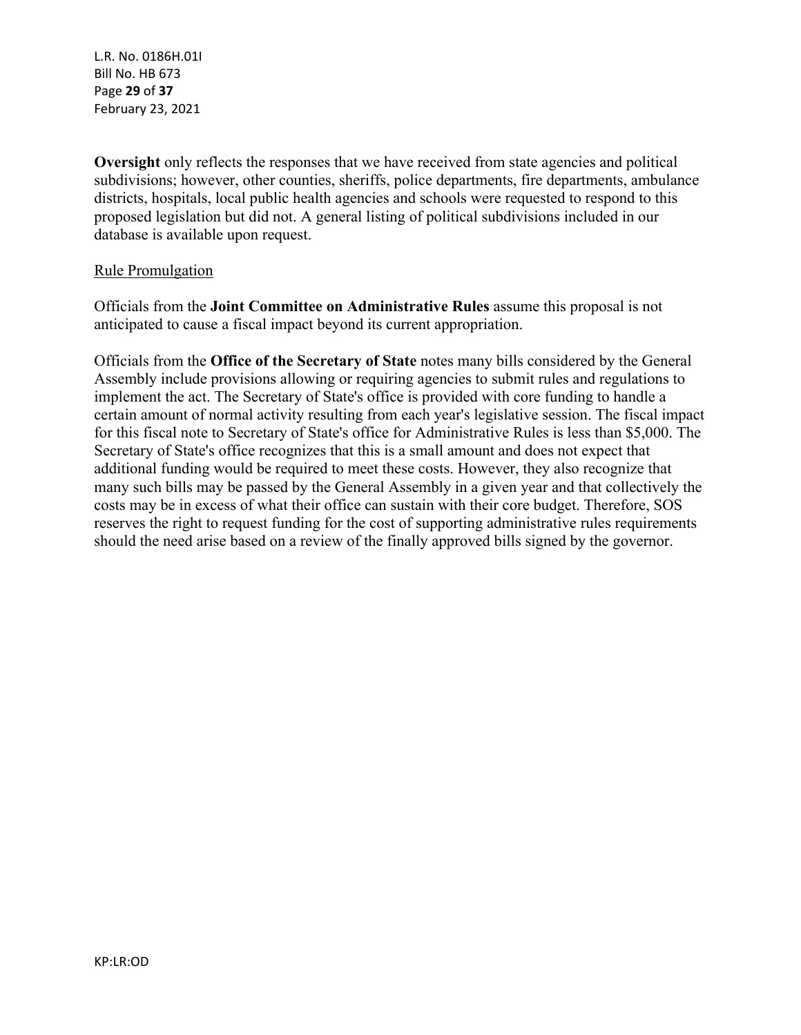**Oversight** only reflects the responses that we have received from state agencies and political subdivisions; however, other counties, sheriffs, police departments, fire departments, ambulance districts, hospitals, local public health agencies and schools were requested to respond to this proposed legislation but did not. A general listing of political subdivisions included in our database is available upon request.

Rule Promulgation

Officials from the **Joint Committee on Administrative Rules** assume this proposal is not anticipated to cause a fiscal impact beyond its current appropriation.

Officials from the **Office of the Secretary of State** notes many bills considered by the General Assembly include provisions allowing or requiring agencies to submit rules and regulations to implement the act. The Secretary of State's office is provided with core funding to handle a certain amount of normal activity resulting from each year's legislative session. The fiscal impact for this fiscal note to Secretary of State's office for Administrative Rules is less than $5,000. The Secretary of State's office recognizes that this is a small amount and does not expect that additional funding would be required to meet these costs. However, they also recognize that many such bills may be passed by the General Assembly in a given year and that collectively the costs may be in excess of what their office can sustain with their core budget. Therefore, SOS reserves the right to request funding for the cost of supporting administrative rules requirements should the need arise based on a review of the finally approved bills signed by the governor.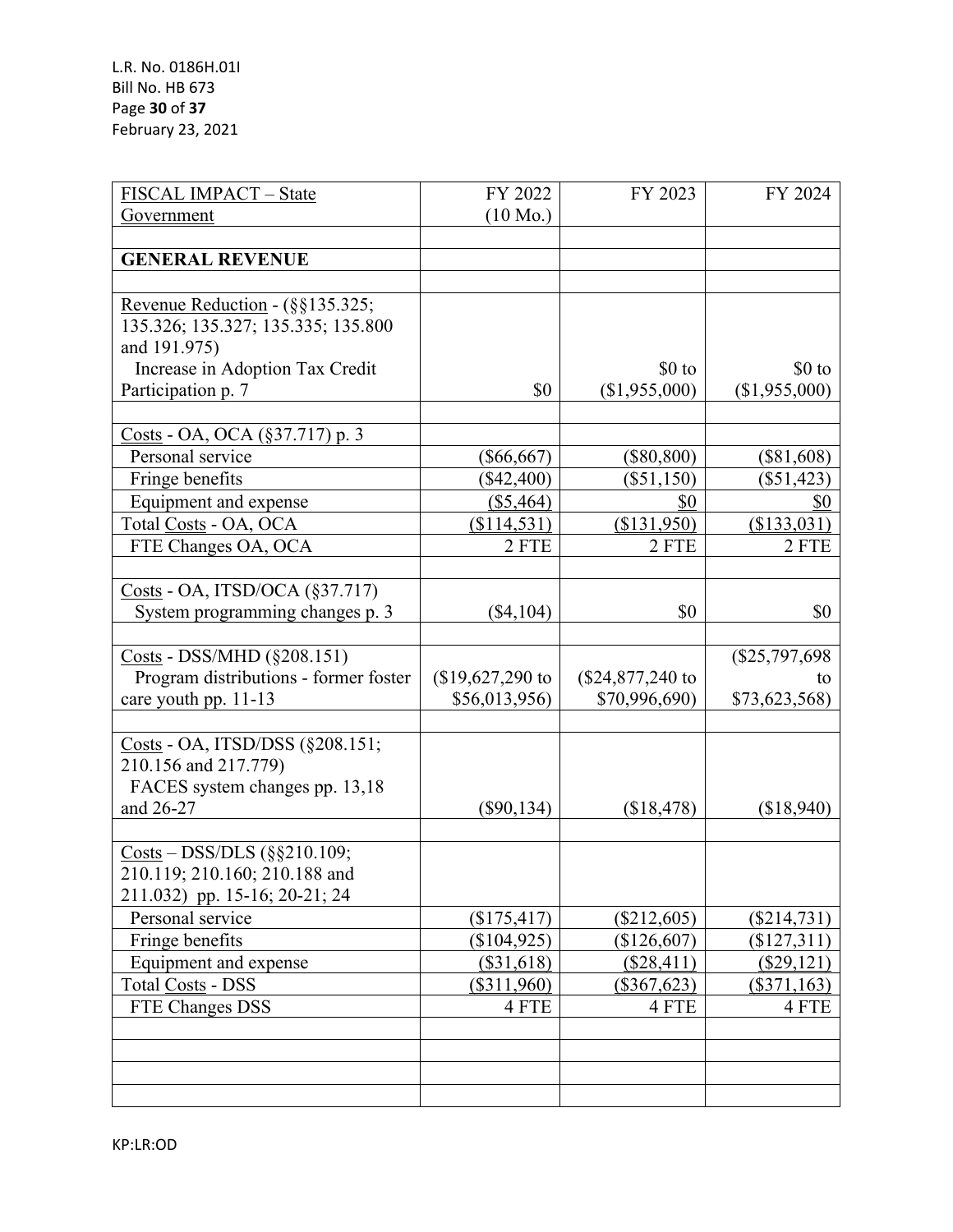| FISCAL IMPACT – State Government | FY 2022 (10 Mo.) | FY 2023 | FY 2024 |
|---|---|---|---|
| | | | |
| **GENERAL REVENUE** | | | |
| | | | |
| Revenue Reduction - (§§135.325; 135.326; 135.327; 135.335; 135.800 and 191.975) Increase in Adoption Tax Credit Participation p. 7 | $0 | $0 to ($1,955,000) | $0 to ($1,955,000) |
| | | | |
| Costs - OA, OCA (§37.717) p. 3 | | | |
| Personal service | ($66,667) | ($80,800) | ($81,608) |
| Fringe benefits | ($42,400) | ($51,150) | ($51,423) |
| Equipment and expense | ($5,464) | $0 | $0 |
| Total Costs - OA, OCA | ($114,531) | ($131,950) | ($133,031) |
| FTE Changes OA, OCA | 2 FTE | 2 FTE | 2 FTE |
| | | | |
| Costs - OA, ITSD/OCA (§37.717) System programming changes p. 3 | ($4,104) | $0 | $0 |
| | | | |
| Costs - DSS/MHD (§208.151) Program distributions - former foster care youth pp. 11-13 | ($19,627,290 to $56,013,956) | ($24,877,240 to $70,996,690) | ($25,797,698 to $73,623,568) |
| | | | |
| Costs - OA, ITSD/DSS (§208.151; 210.156 and 217.779) FACES system changes pp. 13,18 and 26-27 | ($90,134) | ($18,478) | ($18,940) |
| | | | |
| Costs – DSS/DLS (§§210.109; 210.119; 210.160; 210.188 and 211.032) pp. 15-16; 20-21; 24 | | | |
| Personal service | ($175,417) | ($212,605) | ($214,731) |
| Fringe benefits | ($104,925) | ($126,607) | ($127,311) |
| Equipment and expense | ($31,618) | ($28,411) | ($29,121) |
| Total Costs - DSS | ($311,960) | ($367,623) | ($371,163) |
| FTE Changes DSS | 4 FTE | 4 FTE | 4 FTE |
| | | | |
| | | | |
| | | | |
| | | | |

KP:LR:OD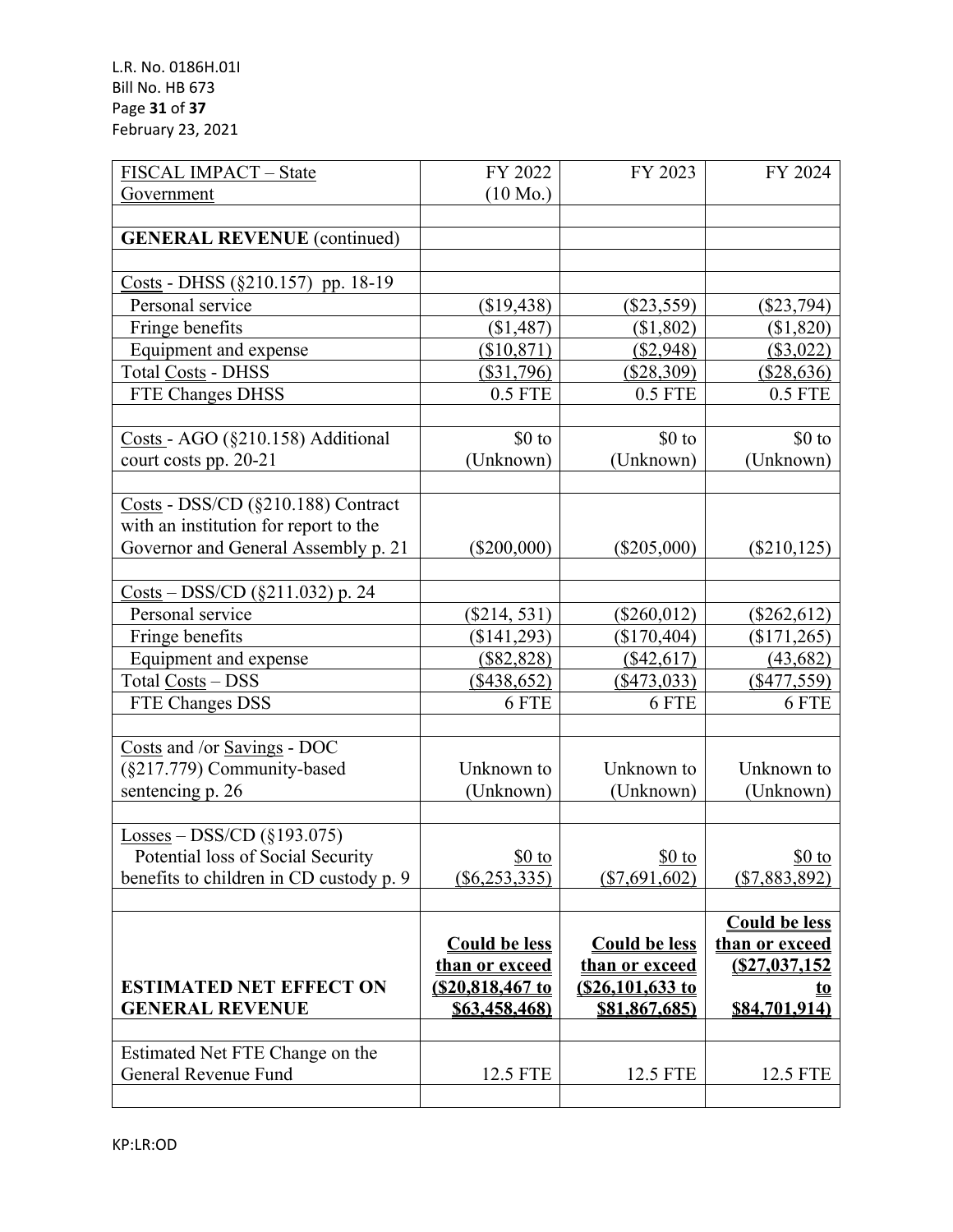| FISCAL IMPACT – State Government | FY 2022 (10 Mo.) | FY 2023 | FY 2024 |
|---|---|---|---|
| | | | |
| **GENERAL REVENUE** (continued) | | | |
| | | | |
| Costs - DHSS (§210.157) pp. 18-19 | | | |
| Personal service | ($19,438) | ($23,559) | ($23,794) |
| Fringe benefits | ($1,487) | ($1,802) | ($1,820) |
| Equipment and expense | ($10,871) | ($2,948) | ($3,022) |
| Total Costs - DHSS | ($31,796) | ($28,309) | ($28,636) |
| FTE Changes DHSS | 0.5 FTE | 0.5 FTE | 0.5 FTE |
| | | | |
| Costs - AGO (§210.158) Additional court costs pp. 20-21 | $0 to (Unknown) | $0 to (Unknown) | $0 to (Unknown) |
| | | | |
| Costs - DSS/CD (§210.188) Contract with an institution for report to the Governor and General Assembly p. 21 | ($200,000) | ($205,000) | ($210,125) |
| | | | |
| Costs – DSS/CD (§211.032) p. 24 | | | |
| Personal service | ($214, 531) | ($260,012) | ($262,612) |
| Fringe benefits | ($141,293) | ($170,404) | ($171,265) |
| Equipment and expense | ($82,828) | ($42,617) | (43,682) |
| Total Costs – DSS | ($438,652) | ($473,033) | ($477,559) |
| FTE Changes DSS | 6 FTE | 6 FTE | 6 FTE |
| | | | |
| Costs and /or Savings - DOC (§217.779) Community-based sentencing p. 26 | Unknown to (Unknown) | Unknown to (Unknown) | Unknown to (Unknown) |
| | | | |
| Losses – DSS/CD (§193.075) Potential loss of Social Security benefits to children in CD custody p. 9 | $0 to ($6,253,335) | $0 to ($7,691,602) | $0 to ($7,883,892) |
| | | | |
| **ESTIMATED NET EFFECT ON GENERAL REVENUE** | **Could be less than or exceed ($20,818,467 to $63,458,468)** | **Could be less than or exceed ($26,101,633 to $81,867,685)** | **Could be less than or exceed ($27,037,152 to $84,701,914)** |
| | | | |
| Estimated Net FTE Change on the General Revenue Fund | 12.5 FTE | 12.5 FTE | 12.5 FTE |
| | | | |

KP:LR:OD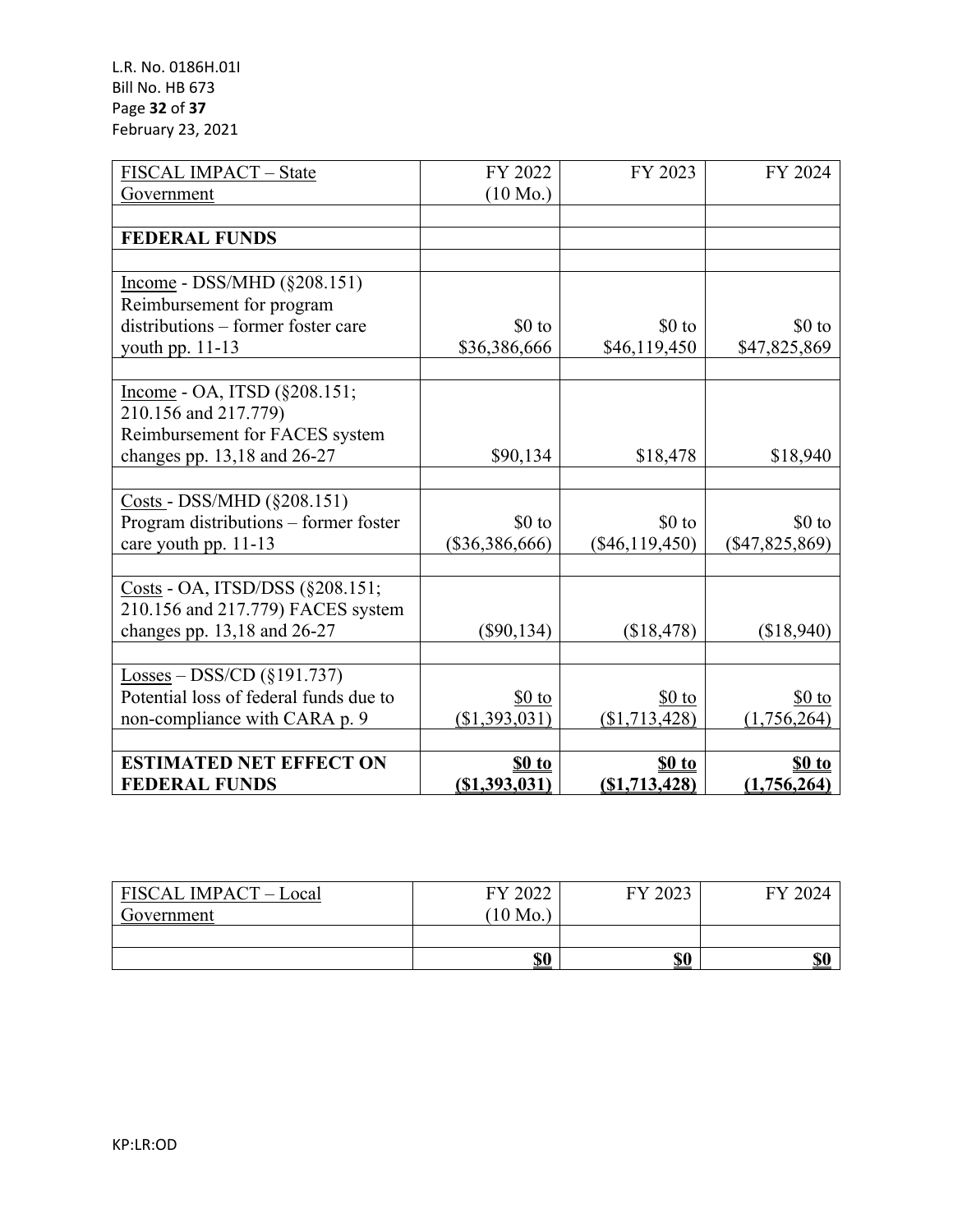| FISCAL IMPACT – State Government | FY 2022 (10 Mo.) | FY 2023 | FY 2024 |
|---|---|---|---|
| | | | |
| **FEDERAL FUNDS** | | | |
| | | | |
| Income - DSS/MHD (§208.151) Reimbursement for program distributions – former foster care youth pp. 11-13 | $0 to $36,386,666 | $0 to $46,119,450 | $0 to $47,825,869 |
| | | | |
| Income - OA, ITSD (§208.151; 210.156 and 217.779) Reimbursement for FACES system changes pp. 13,18 and 26-27 | $90,134 | $18,478 | $18,940 |
| | | | |
| Costs - DSS/MHD (§208.151) Program distributions – former foster care youth pp. 11-13 | $0 to ($36,386,666) | $0 to ($46,119,450) | $0 to ($47,825,869) |
| | | | |
| Costs - OA, ITSD/DSS (§208.151; 210.156 and 217.779) FACES system changes pp. 13,18 and 26-27 | ($90,134) | ($18,478) | ($18,940) |
| | | | |
| Losses – DSS/CD (§191.737) Potential loss of federal funds due to non-compliance with CARA p. 9 | $0 to ($1,393,031) | $0 to ($1,713,428) | $0 to (1,756,264) |
| | | | |
| **ESTIMATED NET EFFECT ON FEDERAL FUNDS** | **$0 to ($1,393,031)** | **$0 to ($1,713,428)** | **$0 to (1,756,264)** |

| FISCAL IMPACT – Local Government | FY 2022 (10 Mo.) | FY 2023 | FY 2024 |
|---|---|---|---|
| | | | |
| | **$0** | **$0** | **$0** |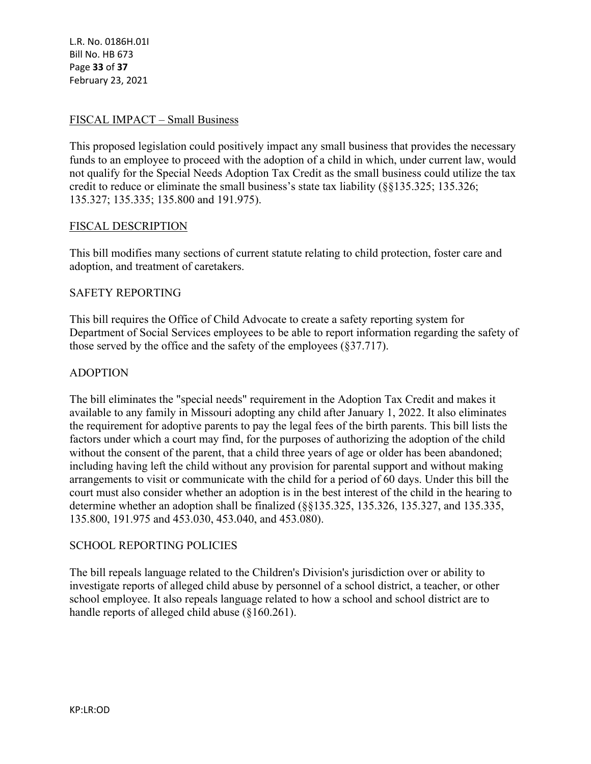## FISCAL IMPACT – Small Business

This proposed legislation could positively impact any small business that provides the necessary funds to an employee to proceed with the adoption of a child in which, under current law, would not qualify for the Special Needs Adoption Tax Credit as the small business could utilize the tax credit to reduce or eliminate the small business's state tax liability (§§135.325; 135.326; 135.327; 135.335; 135.800 and 191.975).

## FISCAL DESCRIPTION

This bill modifies many sections of current statute relating to child protection, foster care and adoption, and treatment of caretakers.

### SAFETY REPORTING

This bill requires the Office of Child Advocate to create a safety reporting system for Department of Social Services employees to be able to report information regarding the safety of those served by the office and the safety of the employees (§37.717).

### ADOPTION

The bill eliminates the "special needs" requirement in the Adoption Tax Credit and makes it available to any family in Missouri adopting any child after January 1, 2022. It also eliminates the requirement for adoptive parents to pay the legal fees of the birth parents. This bill lists the factors under which a court may find, for the purposes of authorizing the adoption of the child without the consent of the parent, that a child three years of age or older has been abandoned; including having left the child without any provision for parental support and without making arrangements to visit or communicate with the child for a period of 60 days. Under this bill the court must also consider whether an adoption is in the best interest of the child in the hearing to determine whether an adoption shall be finalized (§§135.325, 135.326, 135.327, and 135.335, 135.800, 191.975 and 453.030, 453.040, and 453.080).

### SCHOOL REPORTING POLICIES

The bill repeals language related to the Children's Division's jurisdiction over or ability to investigate reports of alleged child abuse by personnel of a school district, a teacher, or other school employee. It also repeals language related to how a school and school district are to handle reports of alleged child abuse (§160.261).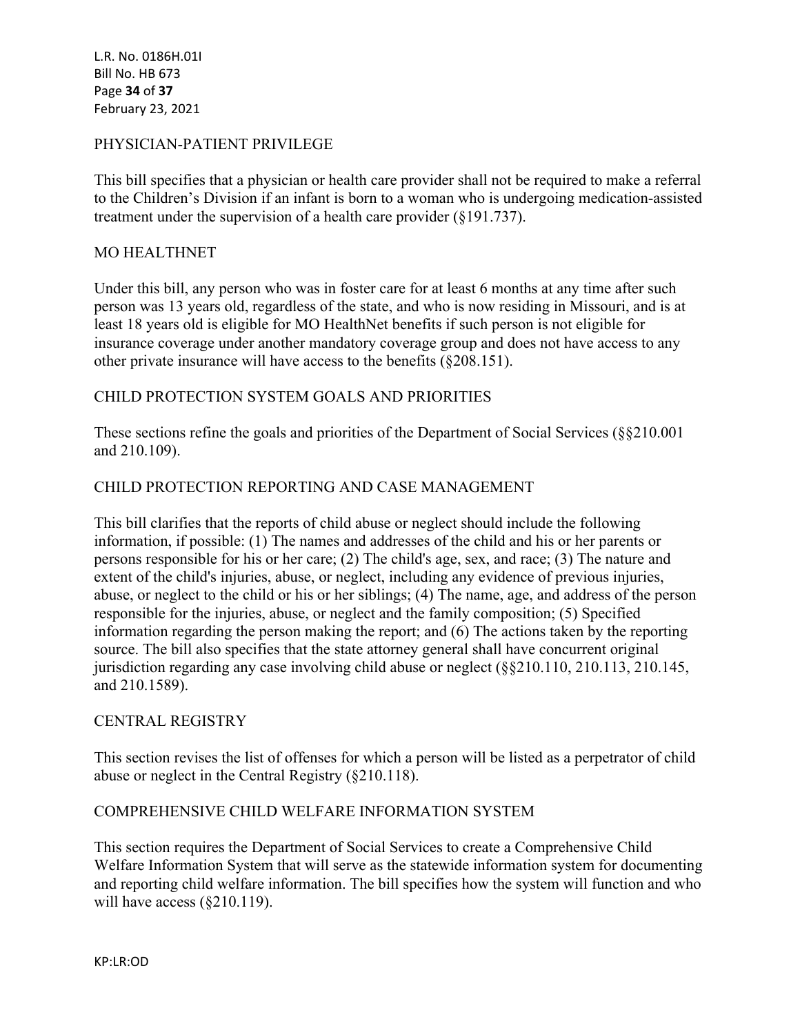## PHYSICIAN-PATIENT PRIVILEGE

This bill specifies that a physician or health care provider shall not be required to make a referral to the Children's Division if an infant is born to a woman who is undergoing medication-assisted treatment under the supervision of a health care provider (§191.737).

## MO HEALTHNET

Under this bill, any person who was in foster care for at least 6 months at any time after such person was 13 years old, regardless of the state, and who is now residing in Missouri, and is at least 18 years old is eligible for MO HealthNet benefits if such person is not eligible for insurance coverage under another mandatory coverage group and does not have access to any other private insurance will have access to the benefits (§208.151).

## CHILD PROTECTION SYSTEM GOALS AND PRIORITIES

These sections refine the goals and priorities of the Department of Social Services (§§210.001 and 210.109).

## CHILD PROTECTION REPORTING AND CASE MANAGEMENT

This bill clarifies that the reports of child abuse or neglect should include the following information, if possible: (1) The names and addresses of the child and his or her parents or persons responsible for his or her care; (2) The child's age, sex, and race; (3) The nature and extent of the child's injuries, abuse, or neglect, including any evidence of previous injuries, abuse, or neglect to the child or his or her siblings; (4) The name, age, and address of the person responsible for the injuries, abuse, or neglect and the family composition; (5) Specified information regarding the person making the report; and (6) The actions taken by the reporting source. The bill also specifies that the state attorney general shall have concurrent original jurisdiction regarding any case involving child abuse or neglect (§§210.110, 210.113, 210.145, and 210.1589).

## CENTRAL REGISTRY

This section revises the list of offenses for which a person will be listed as a perpetrator of child abuse or neglect in the Central Registry (§210.118).

## COMPREHENSIVE CHILD WELFARE INFORMATION SYSTEM

This section requires the Department of Social Services to create a Comprehensive Child Welfare Information System that will serve as the statewide information system for documenting and reporting child welfare information. The bill specifies how the system will function and who will have access (§210.119).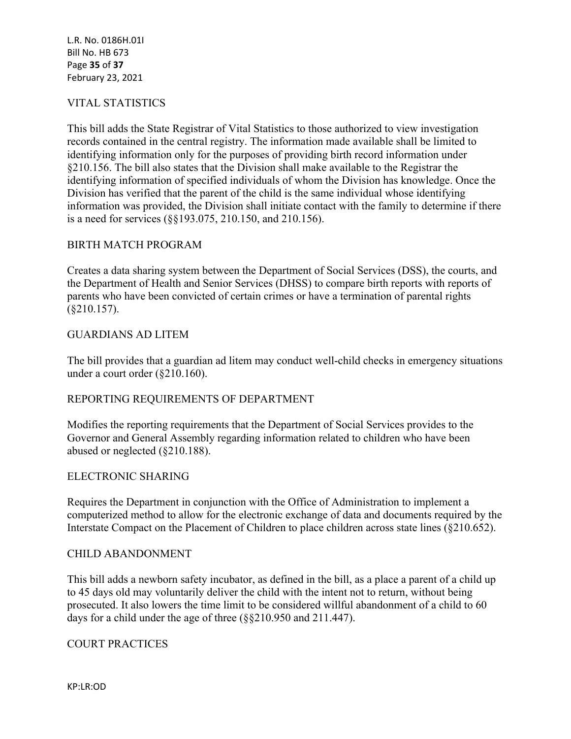## VITAL STATISTICS

This bill adds the State Registrar of Vital Statistics to those authorized to view investigation records contained in the central registry. The information made available shall be limited to identifying information only for the purposes of providing birth record information under §210.156. The bill also states that the Division shall make available to the Registrar the identifying information of specified individuals of whom the Division has knowledge. Once the Division has verified that the parent of the child is the same individual whose identifying information was provided, the Division shall initiate contact with the family to determine if there is a need for services (§§193.075, 210.150, and 210.156).

## BIRTH MATCH PROGRAM

Creates a data sharing system between the Department of Social Services (DSS), the courts, and the Department of Health and Senior Services (DHSS) to compare birth reports with reports of parents who have been convicted of certain crimes or have a termination of parental rights (§210.157).

## GUARDIANS AD LITEM

The bill provides that a guardian ad litem may conduct well-child checks in emergency situations under a court order (§210.160).

## REPORTING REQUIREMENTS OF DEPARTMENT

Modifies the reporting requirements that the Department of Social Services provides to the Governor and General Assembly regarding information related to children who have been abused or neglected (§210.188).

## ELECTRONIC SHARING

Requires the Department in conjunction with the Office of Administration to implement a computerized method to allow for the electronic exchange of data and documents required by the Interstate Compact on the Placement of Children to place children across state lines (§210.652).

## CHILD ABANDONMENT

This bill adds a newborn safety incubator, as defined in the bill, as a place a parent of a child up to 45 days old may voluntarily deliver the child with the intent not to return, without being prosecuted. It also lowers the time limit to be considered willful abandonment of a child to 60 days for a child under the age of three (§§210.950 and 211.447).

## COURT PRACTICES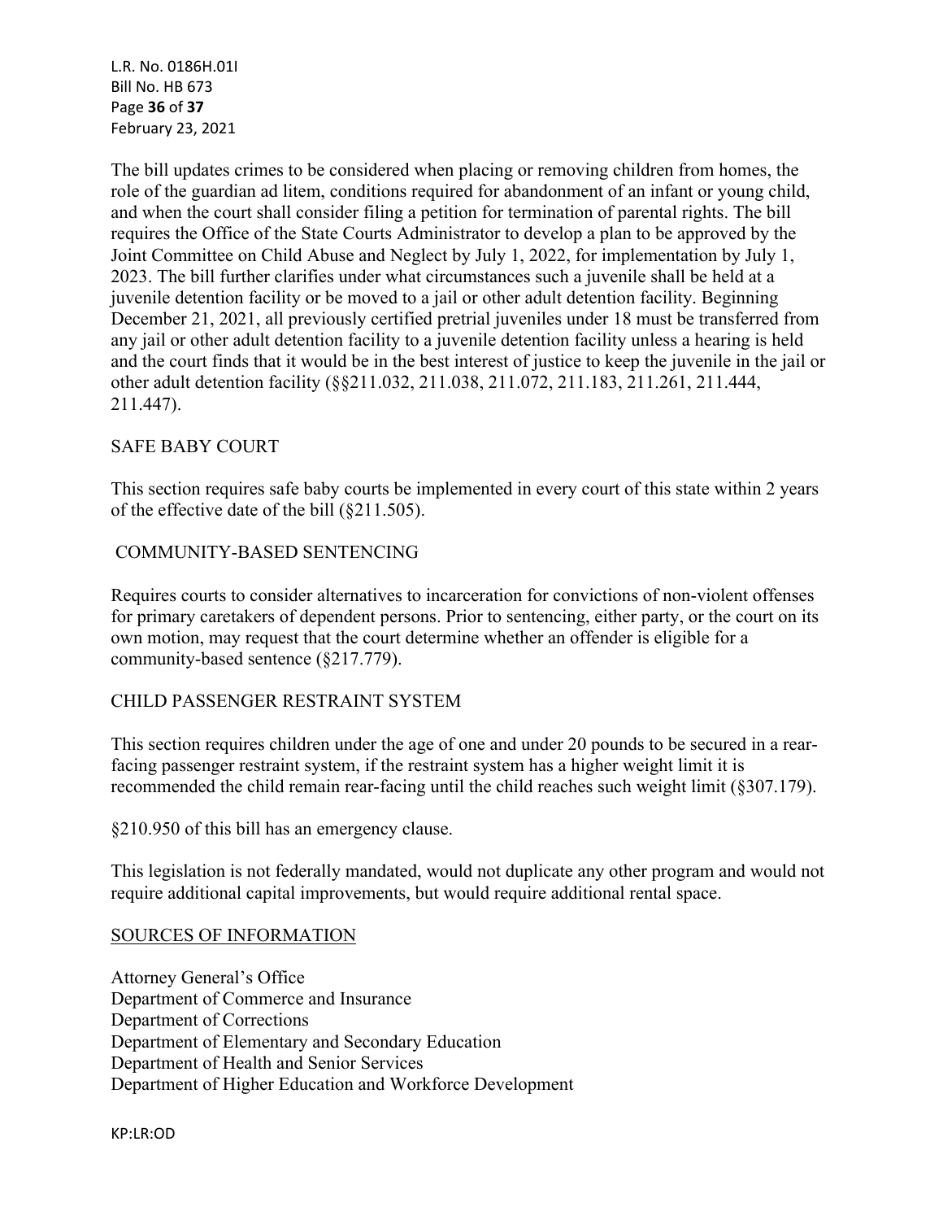The bill updates crimes to be considered when placing or removing children from homes, the role of the guardian ad litem, conditions required for abandonment of an infant or young child, and when the court shall consider filing a petition for termination of parental rights. The bill requires the Office of the State Courts Administrator to develop a plan to be approved by the Joint Committee on Child Abuse and Neglect by July 1, 2022, for implementation by July 1, 2023. The bill further clarifies under what circumstances such a juvenile shall be held at a juvenile detention facility or be moved to a jail or other adult detention facility. Beginning December 21, 2021, all previously certified pretrial juveniles under 18 must be transferred from any jail or other adult detention facility to a juvenile detention facility unless a hearing is held and the court finds that it would be in the best interest of justice to keep the juvenile in the jail or other adult detention facility (§§211.032, 211.038, 211.072, 211.183, 211.261, 211.444, 211.447).

SAFE BABY COURT

This section requires safe baby courts be implemented in every court of this state within 2 years of the effective date of the bill (§211.505).

COMMUNITY-BASED SENTENCING

Requires courts to consider alternatives to incarceration for convictions of non-violent offenses for primary caretakers of dependent persons. Prior to sentencing, either party, or the court on its own motion, may request that the court determine whether an offender is eligible for a community-based sentence (§217.779).

CHILD PASSENGER RESTRAINT SYSTEM

This section requires children under the age of one and under 20 pounds to be secured in a rear-facing passenger restraint system, if the restraint system has a higher weight limit it is recommended the child remain rear-facing until the child reaches such weight limit (§307.179).

§210.950 of this bill has an emergency clause.

This legislation is not federally mandated, would not duplicate any other program and would not require additional capital improvements, but would require additional rental space.

## SOURCES OF INFORMATION

Attorney General's Office
Department of Commerce and Insurance
Department of Corrections
Department of Elementary and Secondary Education
Department of Health and Senior Services
Department of Higher Education and Workforce Development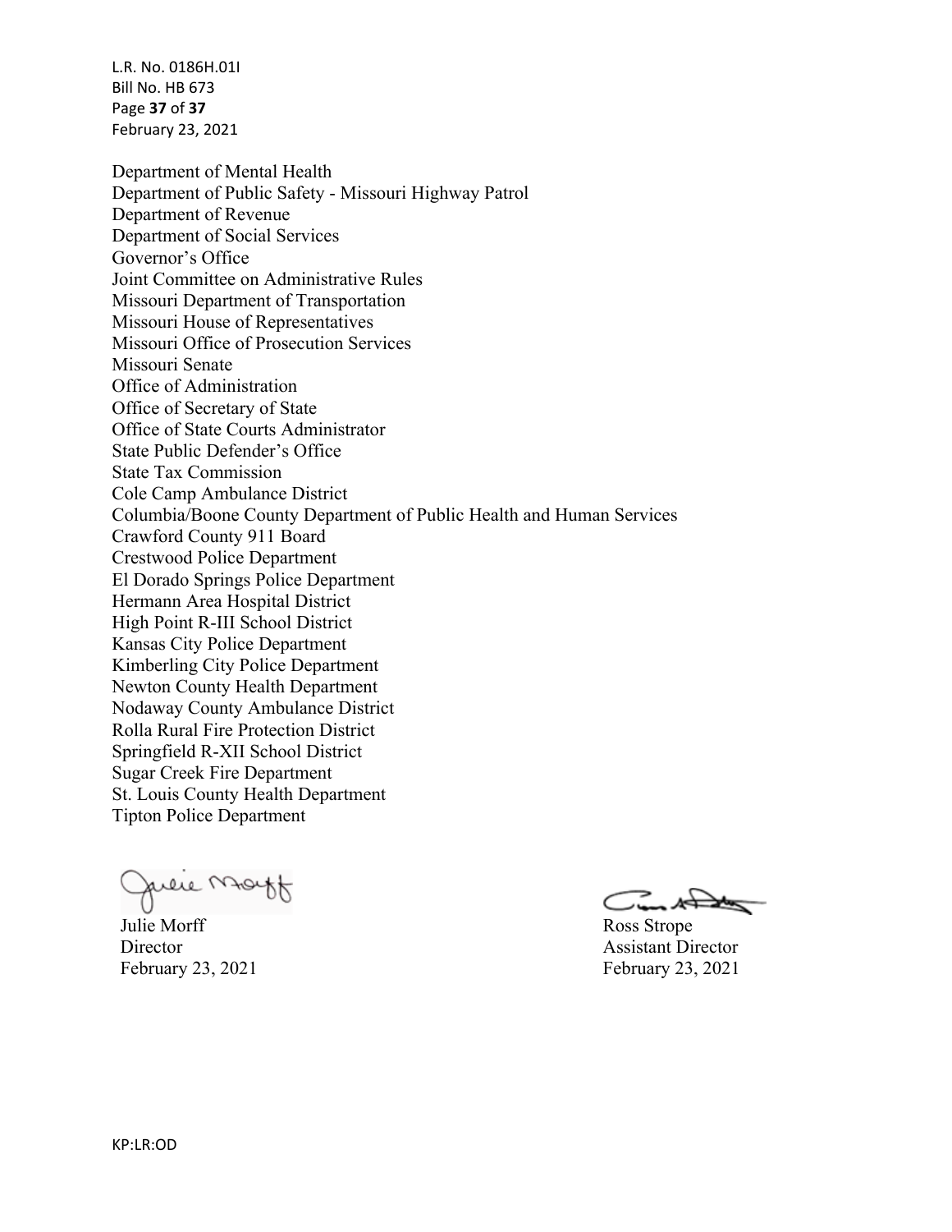Department of Mental Health
Department of Public Safety - Missouri Highway Patrol
Department of Revenue
Department of Social Services
Governor's Office
Joint Committee on Administrative Rules
Missouri Department of Transportation
Missouri House of Representatives
Missouri Office of Prosecution Services
Missouri Senate
Office of Administration
Office of Secretary of State
Office of State Courts Administrator
State Public Defender's Office
State Tax Commission
Cole Camp Ambulance District
Columbia/Boone County Department of Public Health and Human Services
Crawford County 911 Board
Crestwood Police Department
El Dorado Springs Police Department
Hermann Area Hospital District
High Point R-III School District
Kansas City Police Department
Kimberling City Police Department
Newton County Health Department
Nodaway County Ambulance District
Rolla Rural Fire Protection District
Springfield R-XII School District
Sugar Creek Fire Department
St. Louis County Health Department
Tipton Police Department

Julie Morff
Director
February 23, 2021

Ross Strope
Assistant Director
February 23, 2021

KP:LR:OD